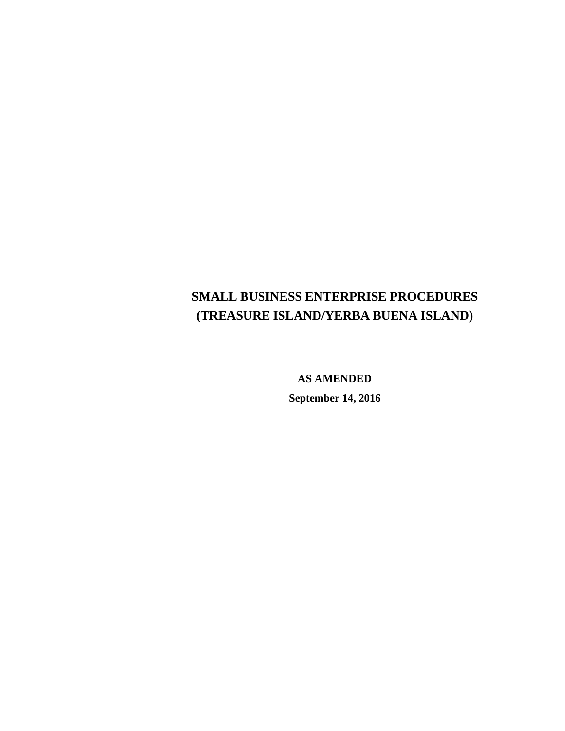# SMALL BUSINESS ENTERPRISE PROCEDURES
# (TREASURE ISLAND/YERBA BUENA ISLAND)

**AS AMENDED**

**September 14, 2016**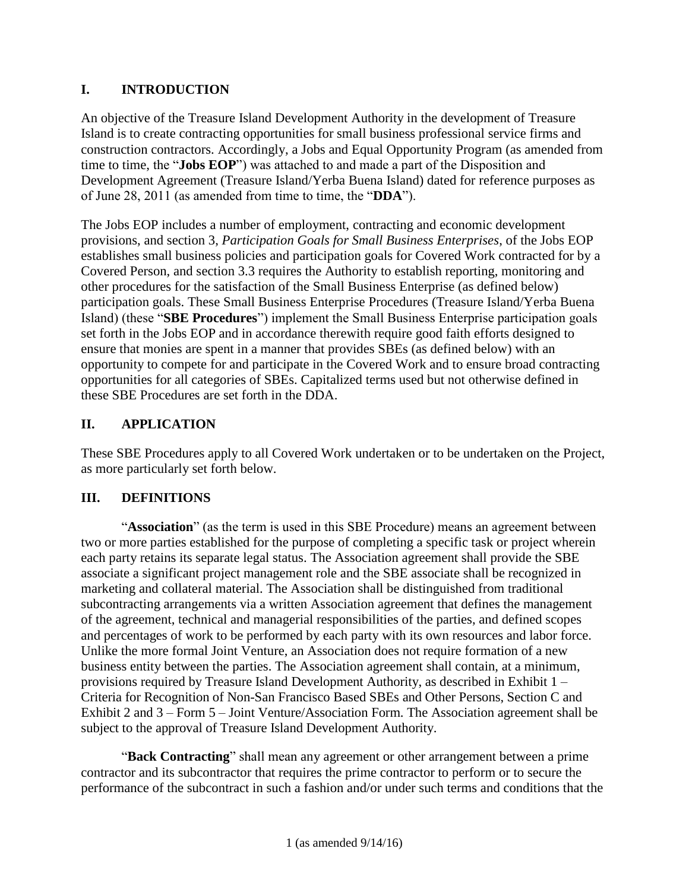## I. INTRODUCTION

An objective of the Treasure Island Development Authority in the development of Treasure Island is to create contracting opportunities for small business professional service firms and construction contractors. Accordingly, a Jobs and Equal Opportunity Program (as amended from time to time, the "**Jobs EOP**") was attached to and made a part of the Disposition and Development Agreement (Treasure Island/Yerba Buena Island) dated for reference purposes as of June 28, 2011 (as amended from time to time, the "**DDA**").

The Jobs EOP includes a number of employment, contracting and economic development provisions, and section 3, *Participation Goals for Small Business Enterprises*, of the Jobs EOP establishes small business policies and participation goals for Covered Work contracted for by a Covered Person, and section 3.3 requires the Authority to establish reporting, monitoring and other procedures for the satisfaction of the Small Business Enterprise (as defined below) participation goals. These Small Business Enterprise Procedures (Treasure Island/Yerba Buena Island) (these "**SBE Procedures**") implement the Small Business Enterprise participation goals set forth in the Jobs EOP and in accordance therewith require good faith efforts designed to ensure that monies are spent in a manner that provides SBEs (as defined below) with an opportunity to compete for and participate in the Covered Work and to ensure broad contracting opportunities for all categories of SBEs. Capitalized terms used but not otherwise defined in these SBE Procedures are set forth in the DDA.

## II. APPLICATION

These SBE Procedures apply to all Covered Work undertaken or to be undertaken on the Project, as more particularly set forth below.

## III. DEFINITIONS

"**Association**" (as the term is used in this SBE Procedure) means an agreement between two or more parties established for the purpose of completing a specific task or project wherein each party retains its separate legal status. The Association agreement shall provide the SBE associate a significant project management role and the SBE associate shall be recognized in marketing and collateral material. The Association shall be distinguished from traditional subcontracting arrangements via a written Association agreement that defines the management of the agreement, technical and managerial responsibilities of the parties, and defined scopes and percentages of work to be performed by each party with its own resources and labor force. Unlike the more formal Joint Venture, an Association does not require formation of a new business entity between the parties. The Association agreement shall contain, at a minimum, provisions required by Treasure Island Development Authority, as described in Exhibit 1 – Criteria for Recognition of Non-San Francisco Based SBEs and Other Persons, Section C and Exhibit 2 and 3 – Form 5 – Joint Venture/Association Form. The Association agreement shall be subject to the approval of Treasure Island Development Authority.

"**Back Contracting**" shall mean any agreement or other arrangement between a prime contractor and its subcontractor that requires the prime contractor to perform or to secure the performance of the subcontract in such a fashion and/or under such terms and conditions that the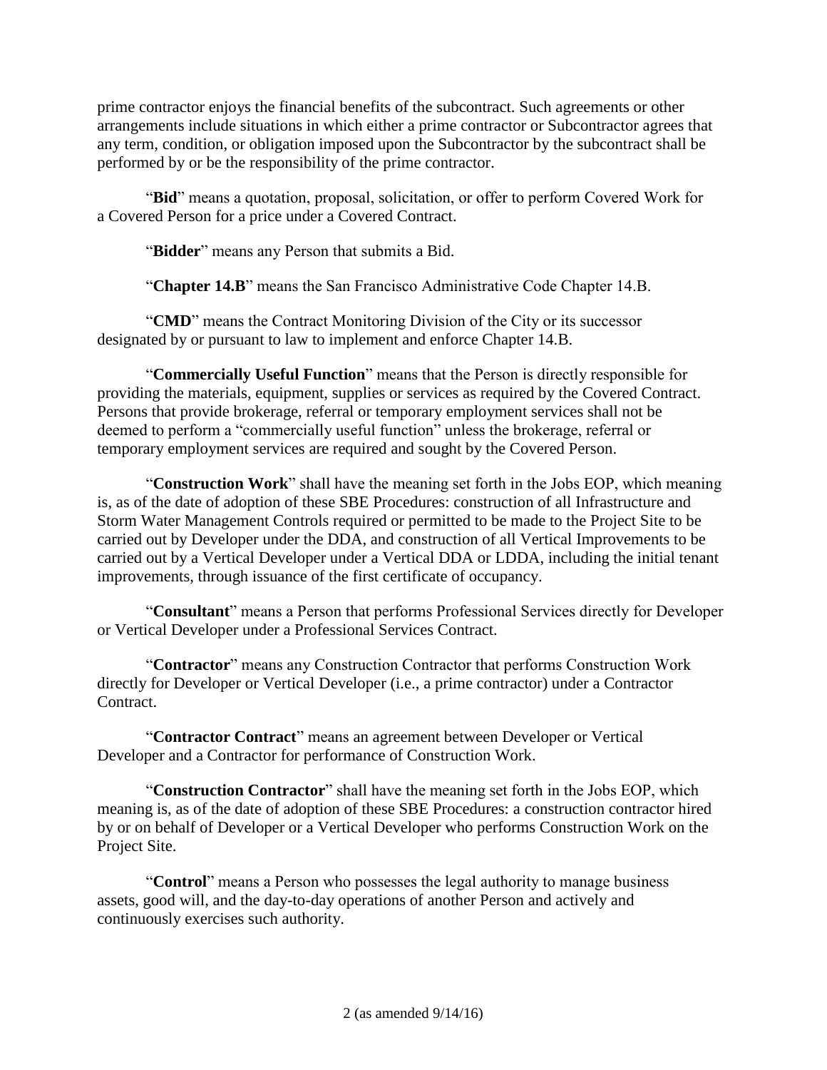prime contractor enjoys the financial benefits of the subcontract. Such agreements or other arrangements include situations in which either a prime contractor or Subcontractor agrees that any term, condition, or obligation imposed upon the Subcontractor by the subcontract shall be performed by or be the responsibility of the prime contractor.

"**Bid**" means a quotation, proposal, solicitation, or offer to perform Covered Work for a Covered Person for a price under a Covered Contract.

"**Bidder**" means any Person that submits a Bid.

"**Chapter 14.B**" means the San Francisco Administrative Code Chapter 14.B.

"**CMD**" means the Contract Monitoring Division of the City or its successor designated by or pursuant to law to implement and enforce Chapter 14.B.

"**Commercially Useful Function**" means that the Person is directly responsible for providing the materials, equipment, supplies or services as required by the Covered Contract. Persons that provide brokerage, referral or temporary employment services shall not be deemed to perform a "commercially useful function" unless the brokerage, referral or temporary employment services are required and sought by the Covered Person.

"**Construction Work**" shall have the meaning set forth in the Jobs EOP, which meaning is, as of the date of adoption of these SBE Procedures: construction of all Infrastructure and Storm Water Management Controls required or permitted to be made to the Project Site to be carried out by Developer under the DDA, and construction of all Vertical Improvements to be carried out by a Vertical Developer under a Vertical DDA or LDDA, including the initial tenant improvements, through issuance of the first certificate of occupancy.

"**Consultant**" means a Person that performs Professional Services directly for Developer or Vertical Developer under a Professional Services Contract.

"**Contractor**" means any Construction Contractor that performs Construction Work directly for Developer or Vertical Developer (i.e., a prime contractor) under a Contractor Contract.

"**Contractor Contract**" means an agreement between Developer or Vertical Developer and a Contractor for performance of Construction Work.

"**Construction Contractor**" shall have the meaning set forth in the Jobs EOP, which meaning is, as of the date of adoption of these SBE Procedures: a construction contractor hired by or on behalf of Developer or a Vertical Developer who performs Construction Work on the Project Site.

"**Control**" means a Person who possesses the legal authority to manage business assets, good will, and the day-to-day operations of another Person and actively and continuously exercises such authority.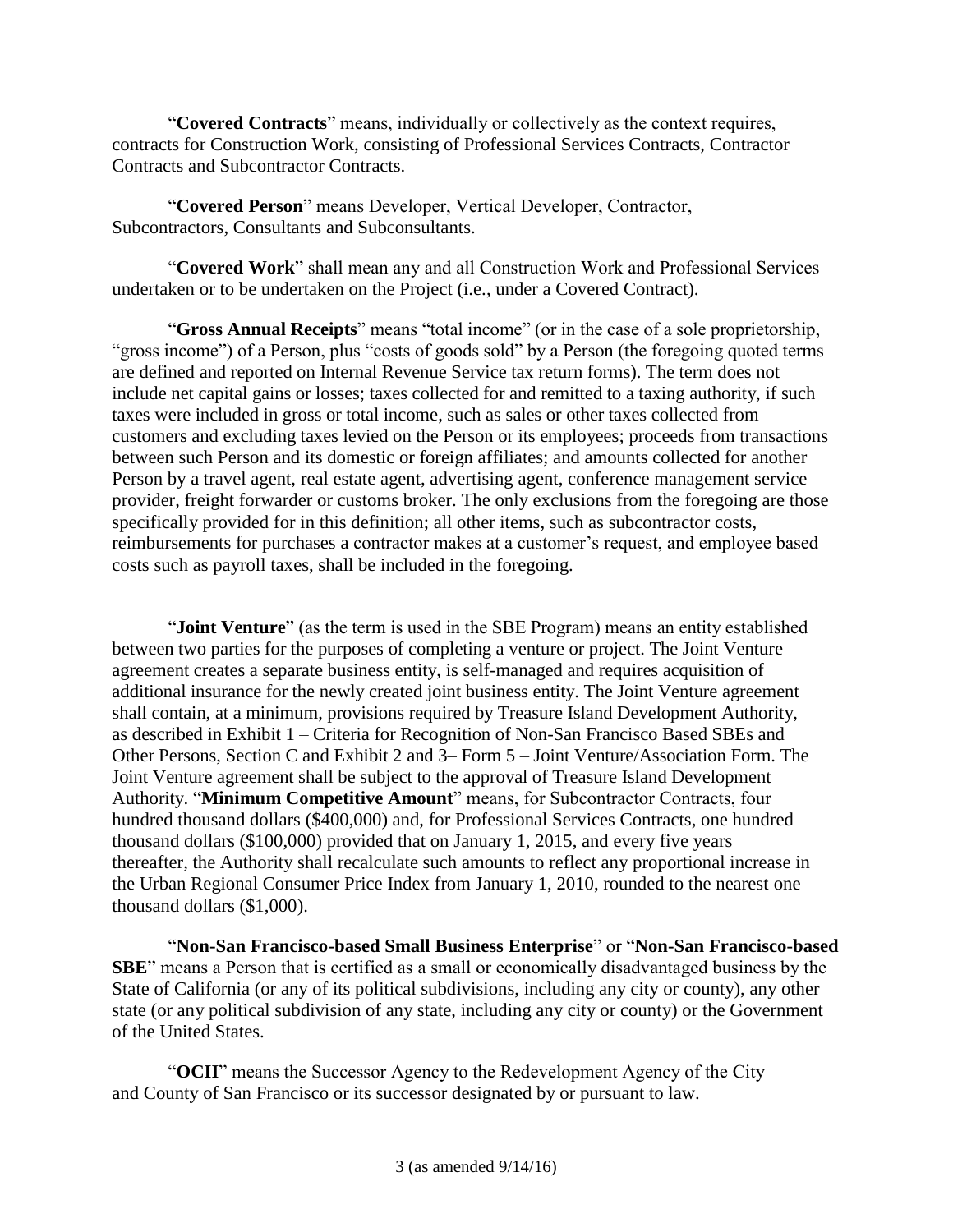"**Covered Contracts**" means, individually or collectively as the context requires, contracts for Construction Work, consisting of Professional Services Contracts, Contractor Contracts and Subcontractor Contracts.

"**Covered Person**" means Developer, Vertical Developer, Contractor, Subcontractors, Consultants and Subconsultants.

"**Covered Work**" shall mean any and all Construction Work and Professional Services undertaken or to be undertaken on the Project (i.e., under a Covered Contract).

"**Gross Annual Receipts**" means "total income" (or in the case of a sole proprietorship, "gross income") of a Person, plus "costs of goods sold" by a Person (the foregoing quoted terms are defined and reported on Internal Revenue Service tax return forms). The term does not include net capital gains or losses; taxes collected for and remitted to a taxing authority, if such taxes were included in gross or total income, such as sales or other taxes collected from customers and excluding taxes levied on the Person or its employees; proceeds from transactions between such Person and its domestic or foreign affiliates; and amounts collected for another Person by a travel agent, real estate agent, advertising agent, conference management service provider, freight forwarder or customs broker. The only exclusions from the foregoing are those specifically provided for in this definition; all other items, such as subcontractor costs, reimbursements for purchases a contractor makes at a customer's request, and employee based costs such as payroll taxes, shall be included in the foregoing.

"**Joint Venture**" (as the term is used in the SBE Program) means an entity established between two parties for the purposes of completing a venture or project. The Joint Venture agreement creates a separate business entity, is self-managed and requires acquisition of additional insurance for the newly created joint business entity. The Joint Venture agreement shall contain, at a minimum, provisions required by Treasure Island Development Authority, as described in Exhibit 1 – Criteria for Recognition of Non-San Francisco Based SBEs and Other Persons, Section C and Exhibit 2 and 3– Form 5 – Joint Venture/Association Form. The Joint Venture agreement shall be subject to the approval of Treasure Island Development Authority. "**Minimum Competitive Amount**" means, for Subcontractor Contracts, four hundred thousand dollars ($400,000) and, for Professional Services Contracts, one hundred thousand dollars ($100,000) provided that on January 1, 2015, and every five years thereafter, the Authority shall recalculate such amounts to reflect any proportional increase in the Urban Regional Consumer Price Index from January 1, 2010, rounded to the nearest one thousand dollars ($1,000).

"**Non-San Francisco-based Small Business Enterprise**" or "**Non-San Francisco-based SBE**" means a Person that is certified as a small or economically disadvantaged business by the State of California (or any of its political subdivisions, including any city or county), any other state (or any political subdivision of any state, including any city or county) or the Government of the United States.

"**OCII**" means the Successor Agency to the Redevelopment Agency of the City and County of San Francisco or its successor designated by or pursuant to law.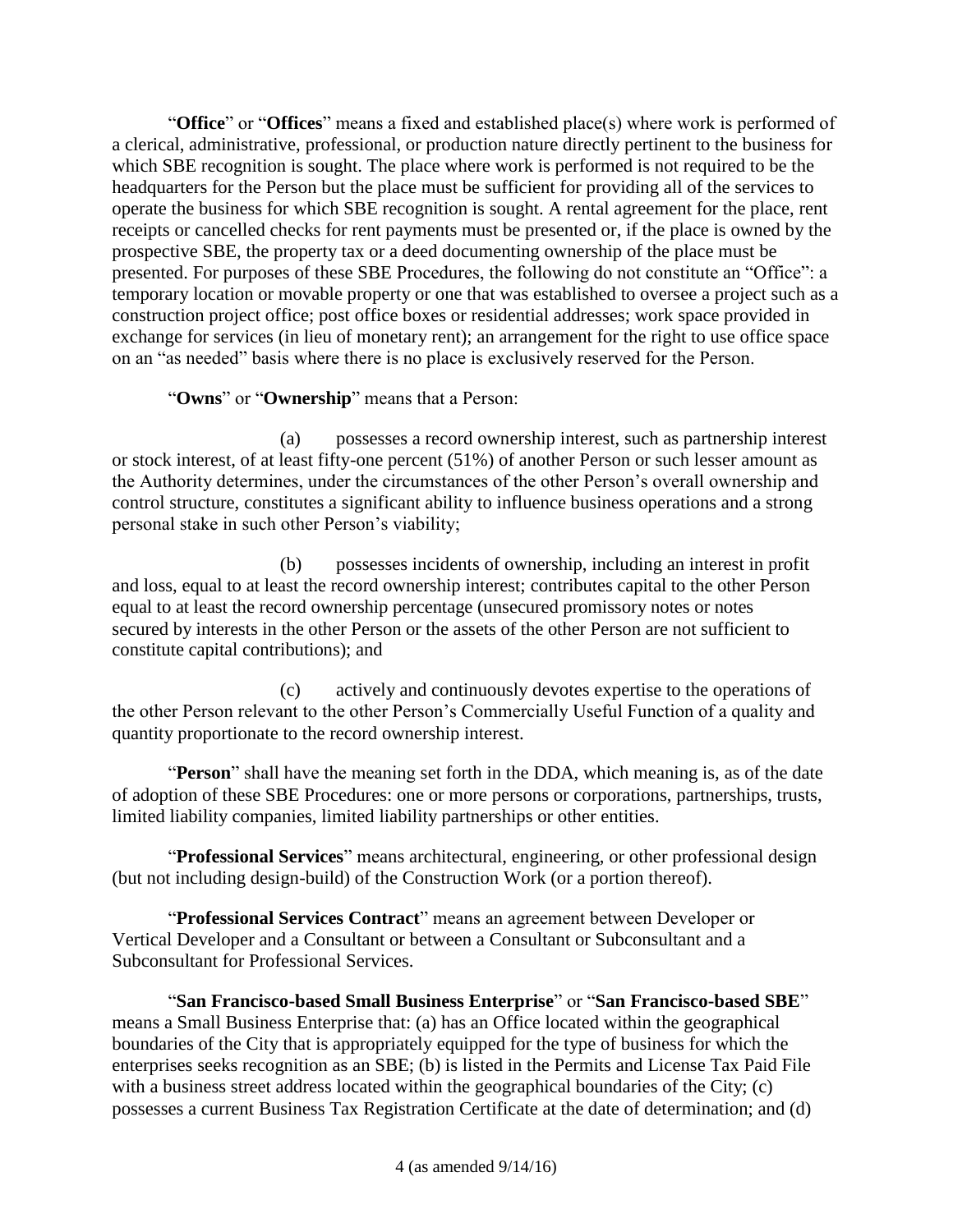"**Office**" or "**Offices**" means a fixed and established place(s) where work is performed of a clerical, administrative, professional, or production nature directly pertinent to the business for which SBE recognition is sought. The place where work is performed is not required to be the headquarters for the Person but the place must be sufficient for providing all of the services to operate the business for which SBE recognition is sought. A rental agreement for the place, rent receipts or cancelled checks for rent payments must be presented or, if the place is owned by the prospective SBE, the property tax or a deed documenting ownership of the place must be presented. For purposes of these SBE Procedures, the following do not constitute an "Office": a temporary location or movable property or one that was established to oversee a project such as a construction project office; post office boxes or residential addresses; work space provided in exchange for services (in lieu of monetary rent); an arrangement for the right to use office space on an "as needed" basis where there is no place is exclusively reserved for the Person.

"**Owns**" or "**Ownership**" means that a Person:

(a) possesses a record ownership interest, such as partnership interest or stock interest, of at least fifty-one percent (51%) of another Person or such lesser amount as the Authority determines, under the circumstances of the other Person's overall ownership and control structure, constitutes a significant ability to influence business operations and a strong personal stake in such other Person's viability;

(b) possesses incidents of ownership, including an interest in profit and loss, equal to at least the record ownership interest; contributes capital to the other Person equal to at least the record ownership percentage (unsecured promissory notes or notes secured by interests in the other Person or the assets of the other Person are not sufficient to constitute capital contributions); and

(c) actively and continuously devotes expertise to the operations of the other Person relevant to the other Person's Commercially Useful Function of a quality and quantity proportionate to the record ownership interest.

"**Person**" shall have the meaning set forth in the DDA, which meaning is, as of the date of adoption of these SBE Procedures: one or more persons or corporations, partnerships, trusts, limited liability companies, limited liability partnerships or other entities.

"**Professional Services**" means architectural, engineering, or other professional design (but not including design-build) of the Construction Work (or a portion thereof).

"**Professional Services Contract**" means an agreement between Developer or Vertical Developer and a Consultant or between a Consultant or Subconsultant and a Subconsultant for Professional Services.

"**San Francisco-based Small Business Enterprise**" or "**San Francisco-based SBE**" means a Small Business Enterprise that: (a) has an Office located within the geographical boundaries of the City that is appropriately equipped for the type of business for which the enterprises seeks recognition as an SBE; (b) is listed in the Permits and License Tax Paid File with a business street address located within the geographical boundaries of the City; (c) possesses a current Business Tax Registration Certificate at the date of determination; and (d)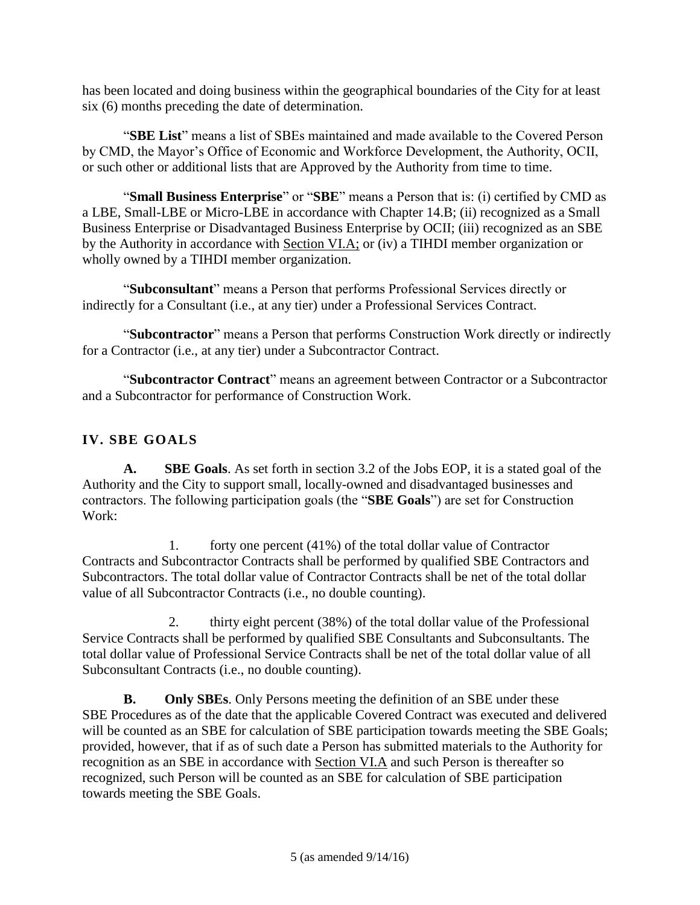has been located and doing business within the geographical boundaries of the City for at least six (6) months preceding the date of determination.

"**SBE List**" means a list of SBEs maintained and made available to the Covered Person by CMD, the Mayor's Office of Economic and Workforce Development, the Authority, OCII, or such other or additional lists that are Approved by the Authority from time to time.

"**Small Business Enterprise**" or "**SBE**" means a Person that is: (i) certified by CMD as a LBE, Small-LBE or Micro-LBE in accordance with Chapter 14.B; (ii) recognized as a Small Business Enterprise or Disadvantaged Business Enterprise by OCII; (iii) recognized as an SBE by the Authority in accordance with Section VI.A; or (iv) a TIHDI member organization or wholly owned by a TIHDI member organization.

"**Subconsultant**" means a Person that performs Professional Services directly or indirectly for a Consultant (i.e., at any tier) under a Professional Services Contract.

"**Subcontractor**" means a Person that performs Construction Work directly or indirectly for a Contractor (i.e., at any tier) under a Subcontractor Contract.

"**Subcontractor Contract**" means an agreement between Contractor or a Subcontractor and a Subcontractor for performance of Construction Work.

## IV. SBE GOALS

**A. SBE Goals**. As set forth in section 3.2 of the Jobs EOP, it is a stated goal of the Authority and the City to support small, locally-owned and disadvantaged businesses and contractors. The following participation goals (the "**SBE Goals**") are set for Construction Work:

1. forty one percent (41%) of the total dollar value of Contractor Contracts and Subcontractor Contracts shall be performed by qualified SBE Contractors and Subcontractors. The total dollar value of Contractor Contracts shall be net of the total dollar value of all Subcontractor Contracts (i.e., no double counting).

2. thirty eight percent (38%) of the total dollar value of the Professional Service Contracts shall be performed by qualified SBE Consultants and Subconsultants. The total dollar value of Professional Service Contracts shall be net of the total dollar value of all Subconsultant Contracts (i.e., no double counting).

**B. Only SBEs**. Only Persons meeting the definition of an SBE under these SBE Procedures as of the date that the applicable Covered Contract was executed and delivered will be counted as an SBE for calculation of SBE participation towards meeting the SBE Goals; provided, however, that if as of such date a Person has submitted materials to the Authority for recognition as an SBE in accordance with Section VI.A and such Person is thereafter so recognized, such Person will be counted as an SBE for calculation of SBE participation towards meeting the SBE Goals.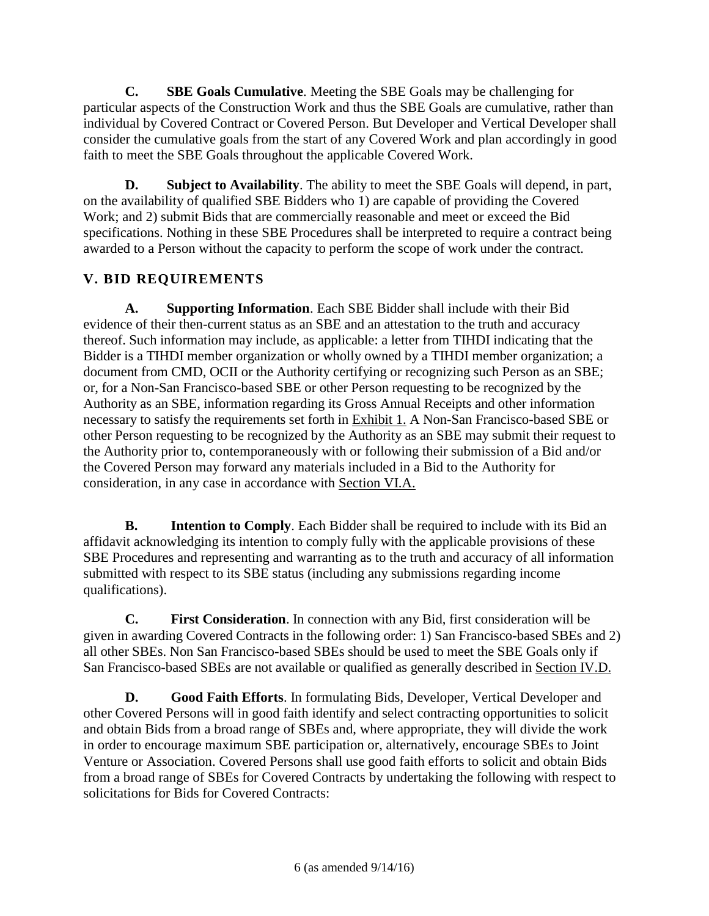**C. SBE Goals Cumulative**. Meeting the SBE Goals may be challenging for particular aspects of the Construction Work and thus the SBE Goals are cumulative, rather than individual by Covered Contract or Covered Person. But Developer and Vertical Developer shall consider the cumulative goals from the start of any Covered Work and plan accordingly in good faith to meet the SBE Goals throughout the applicable Covered Work.

**D. Subject to Availability**. The ability to meet the SBE Goals will depend, in part, on the availability of qualified SBE Bidders who 1) are capable of providing the Covered Work; and 2) submit Bids that are commercially reasonable and meet or exceed the Bid specifications. Nothing in these SBE Procedures shall be interpreted to require a contract being awarded to a Person without the capacity to perform the scope of work under the contract.

## V. BID REQUIREMENTS

**A. Supporting Information**. Each SBE Bidder shall include with their Bid evidence of their then-current status as an SBE and an attestation to the truth and accuracy thereof. Such information may include, as applicable: a letter from TIHDI indicating that the Bidder is a TIHDI member organization or wholly owned by a TIHDI member organization; a document from CMD, OCII or the Authority certifying or recognizing such Person as an SBE; or, for a Non-San Francisco-based SBE or other Person requesting to be recognized by the Authority as an SBE, information regarding its Gross Annual Receipts and other information necessary to satisfy the requirements set forth in Exhibit 1. A Non-San Francisco-based SBE or other Person requesting to be recognized by the Authority as an SBE may submit their request to the Authority prior to, contemporaneously with or following their submission of a Bid and/or the Covered Person may forward any materials included in a Bid to the Authority for consideration, in any case in accordance with Section VI.A.

**B. Intention to Comply**. Each Bidder shall be required to include with its Bid an affidavit acknowledging its intention to comply fully with the applicable provisions of these SBE Procedures and representing and warranting as to the truth and accuracy of all information submitted with respect to its SBE status (including any submissions regarding income qualifications).

**C. First Consideration**. In connection with any Bid, first consideration will be given in awarding Covered Contracts in the following order: 1) San Francisco-based SBEs and 2) all other SBEs. Non San Francisco-based SBEs should be used to meet the SBE Goals only if San Francisco-based SBEs are not available or qualified as generally described in Section IV.D.

**D. Good Faith Efforts**. In formulating Bids, Developer, Vertical Developer and other Covered Persons will in good faith identify and select contracting opportunities to solicit and obtain Bids from a broad range of SBEs and, where appropriate, they will divide the work in order to encourage maximum SBE participation or, alternatively, encourage SBEs to Joint Venture or Association. Covered Persons shall use good faith efforts to solicit and obtain Bids from a broad range of SBEs for Covered Contracts by undertaking the following with respect to solicitations for Bids for Covered Contracts: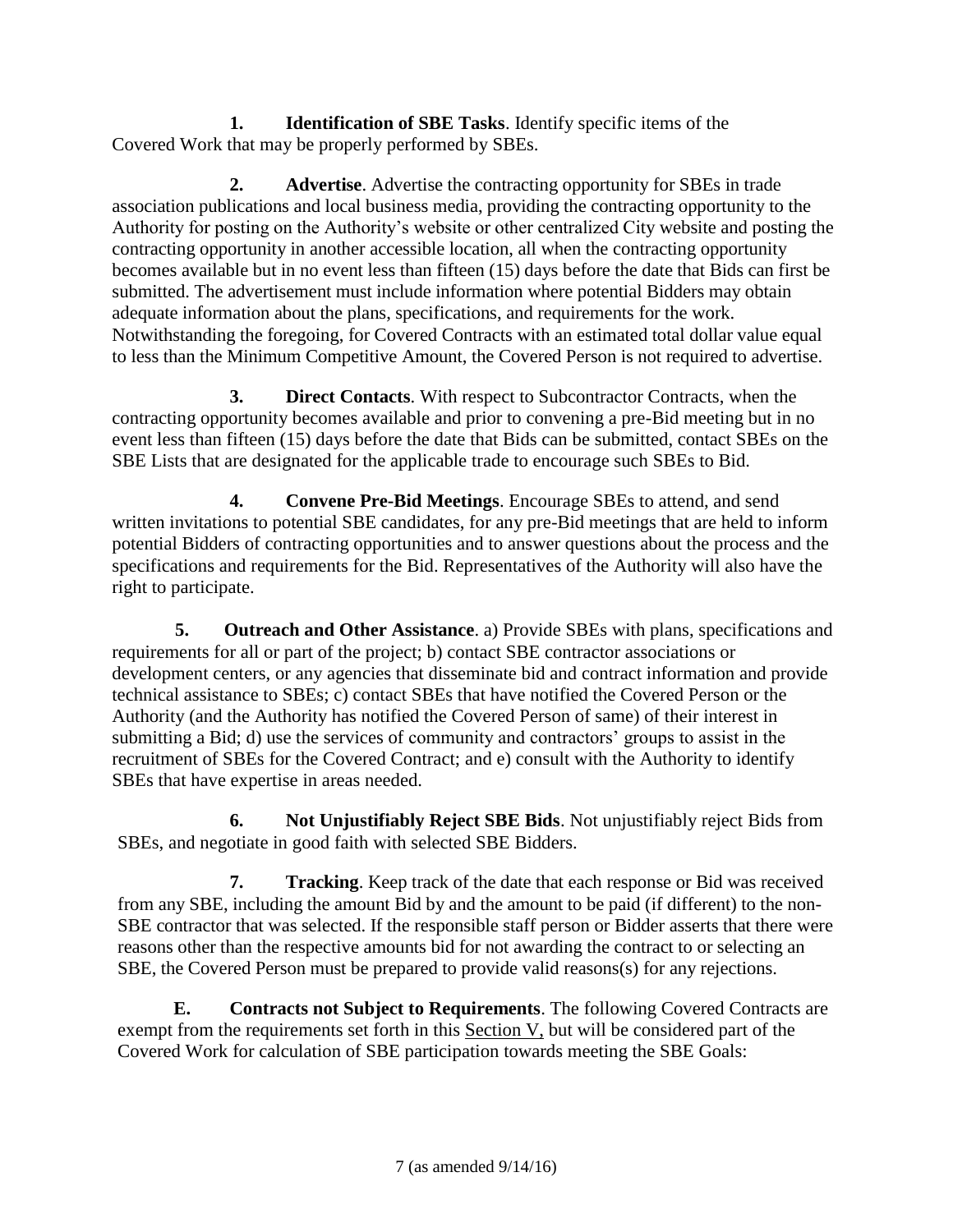**1. Identification of SBE Tasks**. Identify specific items of the Covered Work that may be properly performed by SBEs.

**2. Advertise**. Advertise the contracting opportunity for SBEs in trade association publications and local business media, providing the contracting opportunity to the Authority for posting on the Authority's website or other centralized City website and posting the contracting opportunity in another accessible location, all when the contracting opportunity becomes available but in no event less than fifteen (15) days before the date that Bids can first be submitted. The advertisement must include information where potential Bidders may obtain adequate information about the plans, specifications, and requirements for the work. Notwithstanding the foregoing, for Covered Contracts with an estimated total dollar value equal to less than the Minimum Competitive Amount, the Covered Person is not required to advertise.

**3. Direct Contacts**. With respect to Subcontractor Contracts, when the contracting opportunity becomes available and prior to convening a pre-Bid meeting but in no event less than fifteen (15) days before the date that Bids can be submitted, contact SBEs on the SBE Lists that are designated for the applicable trade to encourage such SBEs to Bid.

**4. Convene Pre-Bid Meetings**. Encourage SBEs to attend, and send written invitations to potential SBE candidates, for any pre-Bid meetings that are held to inform potential Bidders of contracting opportunities and to answer questions about the process and the specifications and requirements for the Bid. Representatives of the Authority will also have the right to participate.

**5. Outreach and Other Assistance**. a) Provide SBEs with plans, specifications and requirements for all or part of the project; b) contact SBE contractor associations or development centers, or any agencies that disseminate bid and contract information and provide technical assistance to SBEs; c) contact SBEs that have notified the Covered Person or the Authority (and the Authority has notified the Covered Person of same) of their interest in submitting a Bid; d) use the services of community and contractors' groups to assist in the recruitment of SBEs for the Covered Contract; and e) consult with the Authority to identify SBEs that have expertise in areas needed.

**6. Not Unjustifiably Reject SBE Bids**. Not unjustifiably reject Bids from SBEs, and negotiate in good faith with selected SBE Bidders.

**7. Tracking**. Keep track of the date that each response or Bid was received from any SBE, including the amount Bid by and the amount to be paid (if different) to the non-SBE contractor that was selected. If the responsible staff person or Bidder asserts that there were reasons other than the respective amounts bid for not awarding the contract to or selecting an SBE, the Covered Person must be prepared to provide valid reasons(s) for any rejections.

**E. Contracts not Subject to Requirements**. The following Covered Contracts are exempt from the requirements set forth in this Section V, but will be considered part of the Covered Work for calculation of SBE participation towards meeting the SBE Goals: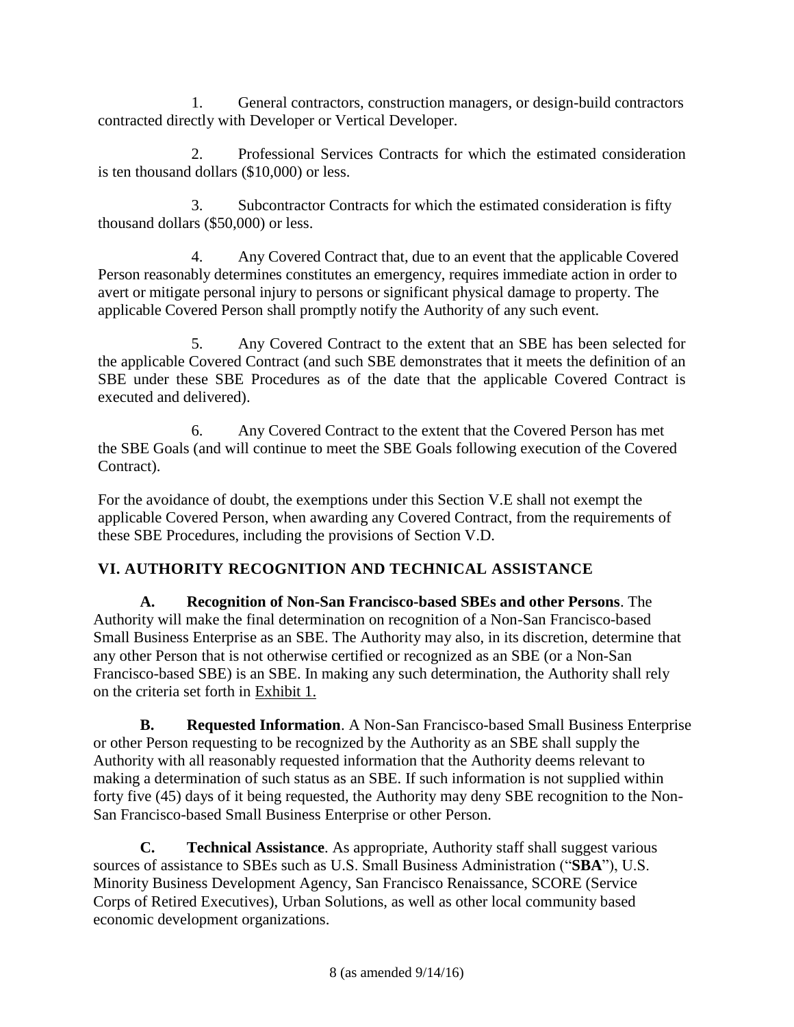1. General contractors, construction managers, or design-build contractors contracted directly with Developer or Vertical Developer.

2. Professional Services Contracts for which the estimated consideration is ten thousand dollars ($10,000) or less.

3. Subcontractor Contracts for which the estimated consideration is fifty thousand dollars ($50,000) or less.

4. Any Covered Contract that, due to an event that the applicable Covered Person reasonably determines constitutes an emergency, requires immediate action in order to avert or mitigate personal injury to persons or significant physical damage to property. The applicable Covered Person shall promptly notify the Authority of any such event.

5. Any Covered Contract to the extent that an SBE has been selected for the applicable Covered Contract (and such SBE demonstrates that it meets the definition of an SBE under these SBE Procedures as of the date that the applicable Covered Contract is executed and delivered).

6. Any Covered Contract to the extent that the Covered Person has met the SBE Goals (and will continue to meet the SBE Goals following execution of the Covered Contract).

For the avoidance of doubt, the exemptions under this Section V.E shall not exempt the applicable Covered Person, when awarding any Covered Contract, from the requirements of these SBE Procedures, including the provisions of Section V.D.

## VI. AUTHORITY RECOGNITION AND TECHNICAL ASSISTANCE

**A. Recognition of Non-San Francisco-based SBEs and other Persons**. The Authority will make the final determination on recognition of a Non-San Francisco-based Small Business Enterprise as an SBE. The Authority may also, in its discretion, determine that any other Person that is not otherwise certified or recognized as an SBE (or a Non-San Francisco-based SBE) is an SBE. In making any such determination, the Authority shall rely on the criteria set forth in Exhibit 1.

**B. Requested Information**. A Non-San Francisco-based Small Business Enterprise or other Person requesting to be recognized by the Authority as an SBE shall supply the Authority with all reasonably requested information that the Authority deems relevant to making a determination of such status as an SBE. If such information is not supplied within forty five (45) days of it being requested, the Authority may deny SBE recognition to the Non-San Francisco-based Small Business Enterprise or other Person.

**C. Technical Assistance**. As appropriate, Authority staff shall suggest various sources of assistance to SBEs such as U.S. Small Business Administration ("**SBA**"), U.S. Minority Business Development Agency, San Francisco Renaissance, SCORE (Service Corps of Retired Executives), Urban Solutions, as well as other local community based economic development organizations.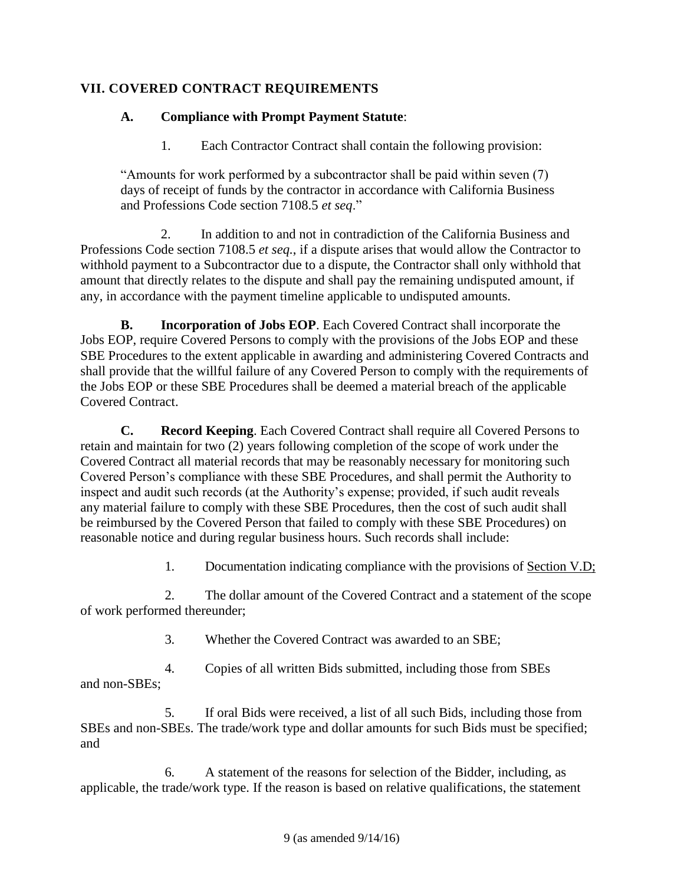## VII. COVERED CONTRACT REQUIREMENTS

**A. Compliance with Prompt Payment Statute**:

1. Each Contractor Contract shall contain the following provision:

> "Amounts for work performed by a subcontractor shall be paid within seven (7) days of receipt of funds by the contractor in accordance with California Business and Professions Code section 7108.5 *et seq*."

2. In addition to and not in contradiction of the California Business and Professions Code section 7108.5 *et seq.*, if a dispute arises that would allow the Contractor to withhold payment to a Subcontractor due to a dispute, the Contractor shall only withhold that amount that directly relates to the dispute and shall pay the remaining undisputed amount, if any, in accordance with the payment timeline applicable to undisputed amounts.

**B. Incorporation of Jobs EOP**. Each Covered Contract shall incorporate the Jobs EOP, require Covered Persons to comply with the provisions of the Jobs EOP and these SBE Procedures to the extent applicable in awarding and administering Covered Contracts and shall provide that the willful failure of any Covered Person to comply with the requirements of the Jobs EOP or these SBE Procedures shall be deemed a material breach of the applicable Covered Contract.

**C. Record Keeping**. Each Covered Contract shall require all Covered Persons to retain and maintain for two (2) years following completion of the scope of work under the Covered Contract all material records that may be reasonably necessary for monitoring such Covered Person's compliance with these SBE Procedures, and shall permit the Authority to inspect and audit such records (at the Authority's expense; provided, if such audit reveals any material failure to comply with these SBE Procedures, then the cost of such audit shall be reimbursed by the Covered Person that failed to comply with these SBE Procedures) on reasonable notice and during regular business hours. Such records shall include:

1. Documentation indicating compliance with the provisions of Section V.D;

2. The dollar amount of the Covered Contract and a statement of the scope of work performed thereunder;

3. Whether the Covered Contract was awarded to an SBE;

4. Copies of all written Bids submitted, including those from SBEs and non-SBEs;

5. If oral Bids were received, a list of all such Bids, including those from SBEs and non-SBEs. The trade/work type and dollar amounts for such Bids must be specified; and

6. A statement of the reasons for selection of the Bidder, including, as applicable, the trade/work type. If the reason is based on relative qualifications, the statement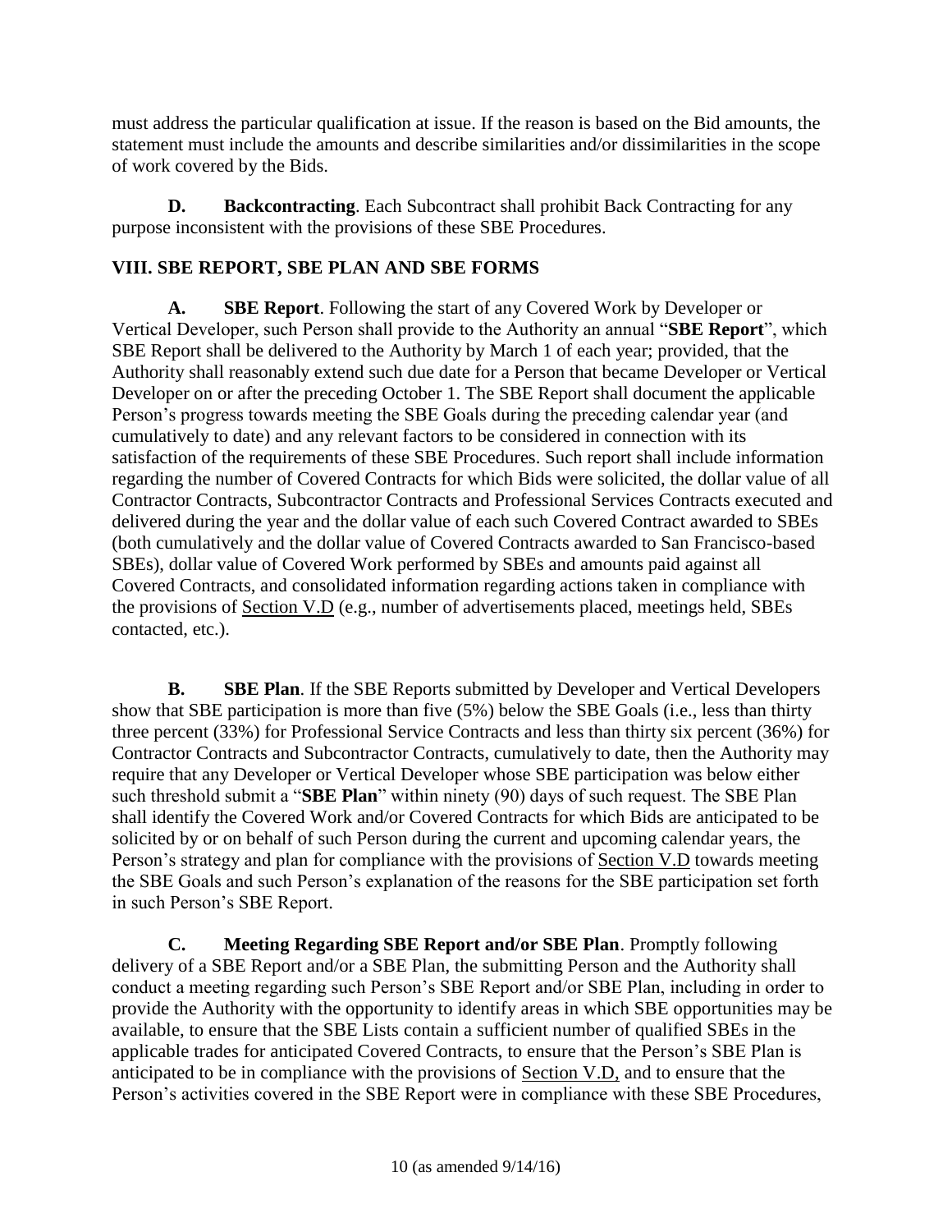must address the particular qualification at issue. If the reason is based on the Bid amounts, the statement must include the amounts and describe similarities and/or dissimilarities in the scope of work covered by the Bids.

**D. Backcontracting**. Each Subcontract shall prohibit Back Contracting for any purpose inconsistent with the provisions of these SBE Procedures.

## VIII. SBE REPORT, SBE PLAN AND SBE FORMS

**A. SBE Report**. Following the start of any Covered Work by Developer or Vertical Developer, such Person shall provide to the Authority an annual "**SBE Report**", which SBE Report shall be delivered to the Authority by March 1 of each year; provided, that the Authority shall reasonably extend such due date for a Person that became Developer or Vertical Developer on or after the preceding October 1. The SBE Report shall document the applicable Person's progress towards meeting the SBE Goals during the preceding calendar year (and cumulatively to date) and any relevant factors to be considered in connection with its satisfaction of the requirements of these SBE Procedures. Such report shall include information regarding the number of Covered Contracts for which Bids were solicited, the dollar value of all Contractor Contracts, Subcontractor Contracts and Professional Services Contracts executed and delivered during the year and the dollar value of each such Covered Contract awarded to SBEs (both cumulatively and the dollar value of Covered Contracts awarded to San Francisco-based SBEs), dollar value of Covered Work performed by SBEs and amounts paid against all Covered Contracts, and consolidated information regarding actions taken in compliance with the provisions of Section V.D (e.g., number of advertisements placed, meetings held, SBEs contacted, etc.).

**B. SBE Plan**. If the SBE Reports submitted by Developer and Vertical Developers show that SBE participation is more than five (5%) below the SBE Goals (i.e., less than thirty three percent (33%) for Professional Service Contracts and less than thirty six percent (36%) for Contractor Contracts and Subcontractor Contracts, cumulatively to date, then the Authority may require that any Developer or Vertical Developer whose SBE participation was below either such threshold submit a "**SBE Plan**" within ninety (90) days of such request. The SBE Plan shall identify the Covered Work and/or Covered Contracts for which Bids are anticipated to be solicited by or on behalf of such Person during the current and upcoming calendar years, the Person's strategy and plan for compliance with the provisions of Section V.D towards meeting the SBE Goals and such Person's explanation of the reasons for the SBE participation set forth in such Person's SBE Report.

**C. Meeting Regarding SBE Report and/or SBE Plan**. Promptly following delivery of a SBE Report and/or a SBE Plan, the submitting Person and the Authority shall conduct a meeting regarding such Person's SBE Report and/or SBE Plan, including in order to provide the Authority with the opportunity to identify areas in which SBE opportunities may be available, to ensure that the SBE Lists contain a sufficient number of qualified SBEs in the applicable trades for anticipated Covered Contracts, to ensure that the Person's SBE Plan is anticipated to be in compliance with the provisions of Section V.D, and to ensure that the Person's activities covered in the SBE Report were in compliance with these SBE Procedures,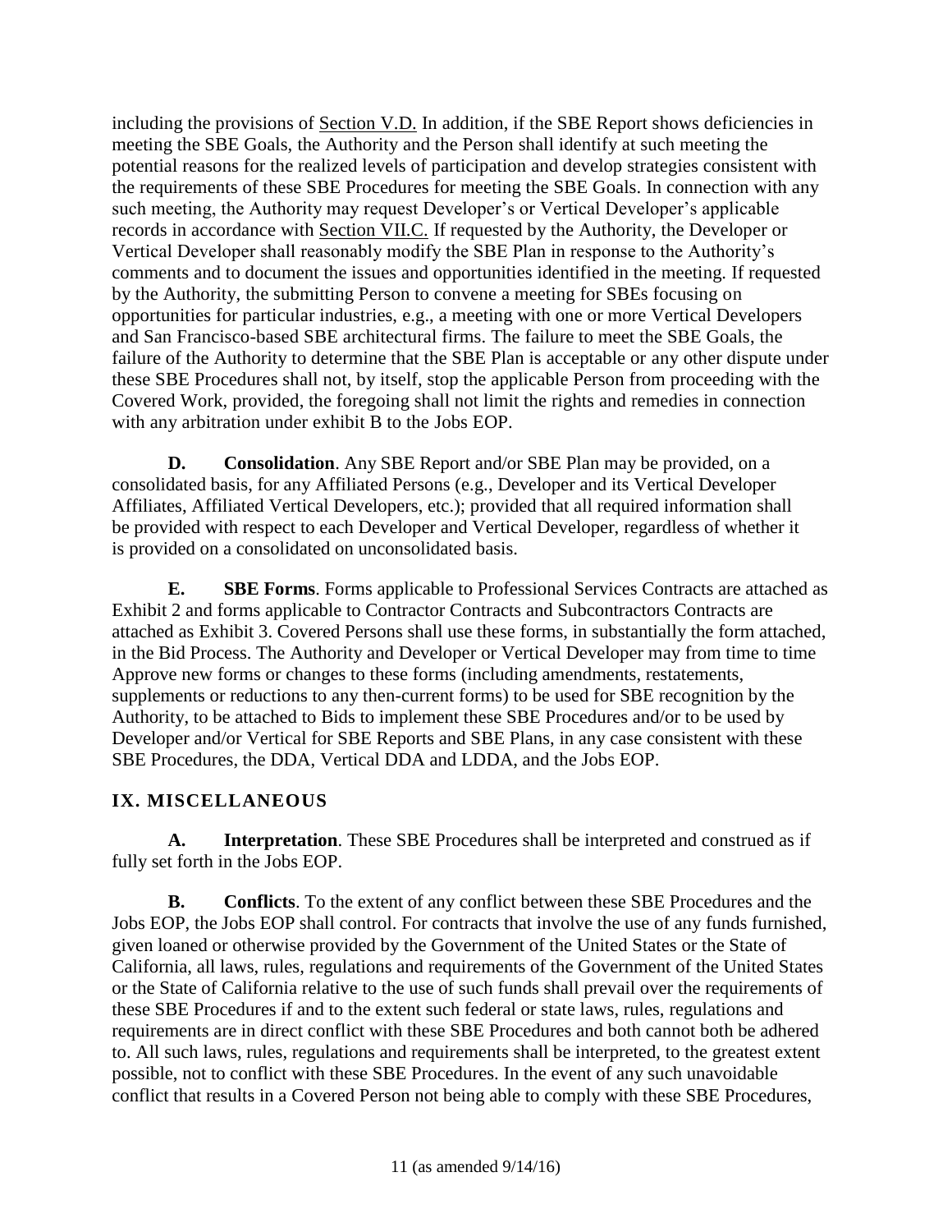including the provisions of Section V.D. In addition, if the SBE Report shows deficiencies in meeting the SBE Goals, the Authority and the Person shall identify at such meeting the potential reasons for the realized levels of participation and develop strategies consistent with the requirements of these SBE Procedures for meeting the SBE Goals. In connection with any such meeting, the Authority may request Developer's or Vertical Developer's applicable records in accordance with Section VII.C. If requested by the Authority, the Developer or Vertical Developer shall reasonably modify the SBE Plan in response to the Authority's comments and to document the issues and opportunities identified in the meeting. If requested by the Authority, the submitting Person to convene a meeting for SBEs focusing on opportunities for particular industries, e.g., a meeting with one or more Vertical Developers and San Francisco-based SBE architectural firms. The failure to meet the SBE Goals, the failure of the Authority to determine that the SBE Plan is acceptable or any other dispute under these SBE Procedures shall not, by itself, stop the applicable Person from proceeding with the Covered Work, provided, the foregoing shall not limit the rights and remedies in connection with any arbitration under exhibit B to the Jobs EOP.

**D. Consolidation**. Any SBE Report and/or SBE Plan may be provided, on a consolidated basis, for any Affiliated Persons (e.g., Developer and its Vertical Developer Affiliates, Affiliated Vertical Developers, etc.); provided that all required information shall be provided with respect to each Developer and Vertical Developer, regardless of whether it is provided on a consolidated on unconsolidated basis.

**E. SBE Forms**. Forms applicable to Professional Services Contracts are attached as Exhibit 2 and forms applicable to Contractor Contracts and Subcontractors Contracts are attached as Exhibit 3. Covered Persons shall use these forms, in substantially the form attached, in the Bid Process. The Authority and Developer or Vertical Developer may from time to time Approve new forms or changes to these forms (including amendments, restatements, supplements or reductions to any then-current forms) to be used for SBE recognition by the Authority, to be attached to Bids to implement these SBE Procedures and/or to be used by Developer and/or Vertical for SBE Reports and SBE Plans, in any case consistent with these SBE Procedures, the DDA, Vertical DDA and LDDA, and the Jobs EOP.

## IX. MISCELLANEOUS

**A. Interpretation**. These SBE Procedures shall be interpreted and construed as if fully set forth in the Jobs EOP.

**B. Conflicts**. To the extent of any conflict between these SBE Procedures and the Jobs EOP, the Jobs EOP shall control. For contracts that involve the use of any funds furnished, given loaned or otherwise provided by the Government of the United States or the State of California, all laws, rules, regulations and requirements of the Government of the United States or the State of California relative to the use of such funds shall prevail over the requirements of these SBE Procedures if and to the extent such federal or state laws, rules, regulations and requirements are in direct conflict with these SBE Procedures and both cannot both be adhered to. All such laws, rules, regulations and requirements shall be interpreted, to the greatest extent possible, not to conflict with these SBE Procedures. In the event of any such unavoidable conflict that results in a Covered Person not being able to comply with these SBE Procedures,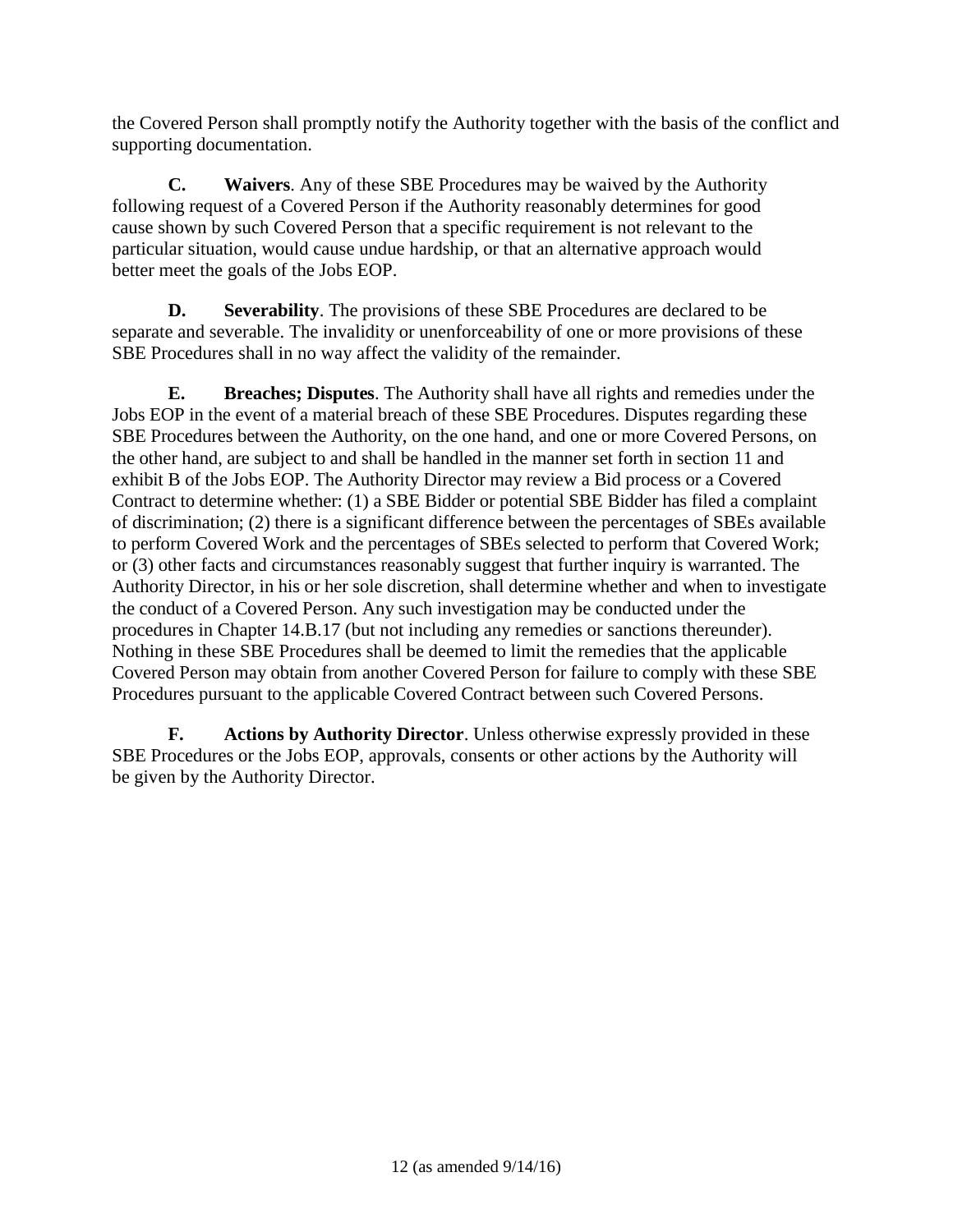the Covered Person shall promptly notify the Authority together with the basis of the conflict and supporting documentation.

**C. Waivers**. Any of these SBE Procedures may be waived by the Authority following request of a Covered Person if the Authority reasonably determines for good cause shown by such Covered Person that a specific requirement is not relevant to the particular situation, would cause undue hardship, or that an alternative approach would better meet the goals of the Jobs EOP.

**D. Severability**. The provisions of these SBE Procedures are declared to be separate and severable. The invalidity or unenforceability of one or more provisions of these SBE Procedures shall in no way affect the validity of the remainder.

**E. Breaches; Disputes**. The Authority shall have all rights and remedies under the Jobs EOP in the event of a material breach of these SBE Procedures. Disputes regarding these SBE Procedures between the Authority, on the one hand, and one or more Covered Persons, on the other hand, are subject to and shall be handled in the manner set forth in section 11 and exhibit B of the Jobs EOP. The Authority Director may review a Bid process or a Covered Contract to determine whether: (1) a SBE Bidder or potential SBE Bidder has filed a complaint of discrimination; (2) there is a significant difference between the percentages of SBEs available to perform Covered Work and the percentages of SBEs selected to perform that Covered Work; or (3) other facts and circumstances reasonably suggest that further inquiry is warranted. The Authority Director, in his or her sole discretion, shall determine whether and when to investigate the conduct of a Covered Person. Any such investigation may be conducted under the procedures in Chapter 14.B.17 (but not including any remedies or sanctions thereunder). Nothing in these SBE Procedures shall be deemed to limit the remedies that the applicable Covered Person may obtain from another Covered Person for failure to comply with these SBE Procedures pursuant to the applicable Covered Contract between such Covered Persons.

**F. Actions by Authority Director**. Unless otherwise expressly provided in these SBE Procedures or the Jobs EOP, approvals, consents or other actions by the Authority will be given by the Authority Director.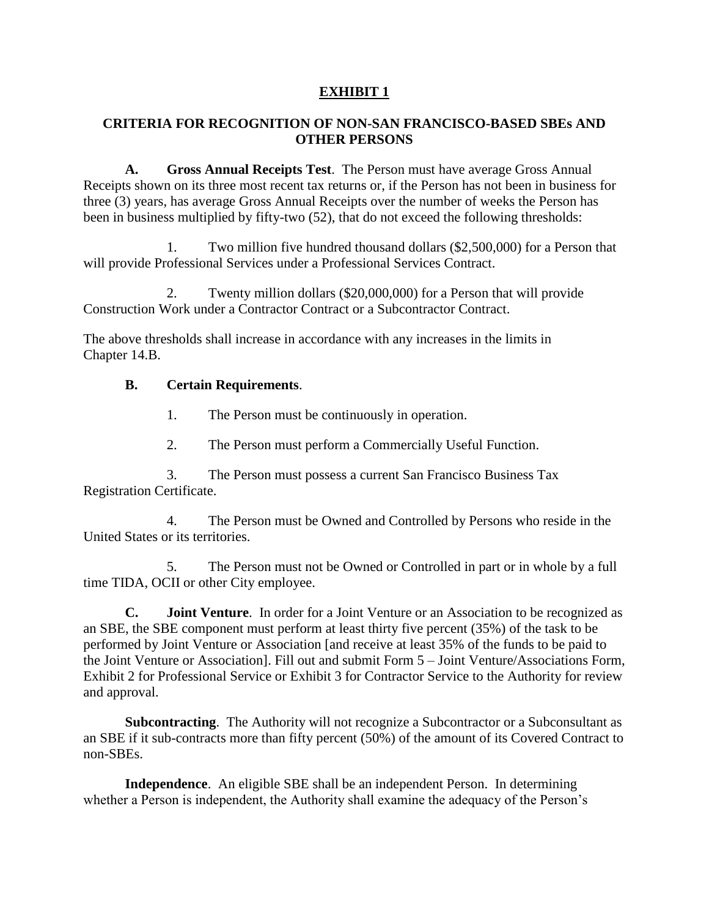# EXHIBIT 1

## CRITERIA FOR RECOGNITION OF NON-SAN FRANCISCO-BASED SBEs AND OTHER PERSONS

**A. Gross Annual Receipts Test**. The Person must have average Gross Annual Receipts shown on its three most recent tax returns or, if the Person has not been in business for three (3) years, has average Gross Annual Receipts over the number of weeks the Person has been in business multiplied by fifty-two (52), that do not exceed the following thresholds:

1. Two million five hundred thousand dollars ($2,500,000) for a Person that will provide Professional Services under a Professional Services Contract.

2. Twenty million dollars ($20,000,000) for a Person that will provide Construction Work under a Contractor Contract or a Subcontractor Contract.

The above thresholds shall increase in accordance with any increases in the limits in Chapter 14.B.

**B. Certain Requirements**.

1. The Person must be continuously in operation.

2. The Person must perform a Commercially Useful Function.

3. The Person must possess a current San Francisco Business Tax Registration Certificate.

4. The Person must be Owned and Controlled by Persons who reside in the United States or its territories.

5. The Person must not be Owned or Controlled in part or in whole by a full time TIDA, OCII or other City employee.

**C. Joint Venture**. In order for a Joint Venture or an Association to be recognized as an SBE, the SBE component must perform at least thirty five percent (35%) of the task to be performed by Joint Venture or Association [and receive at least 35% of the funds to be paid to the Joint Venture or Association]. Fill out and submit Form 5 – Joint Venture/Associations Form, Exhibit 2 for Professional Service or Exhibit 3 for Contractor Service to the Authority for review and approval.

**Subcontracting**. The Authority will not recognize a Subcontractor or a Subconsultant as an SBE if it sub-contracts more than fifty percent (50%) of the amount of its Covered Contract to non-SBEs.

**Independence**. An eligible SBE shall be an independent Person. In determining whether a Person is independent, the Authority shall examine the adequacy of the Person's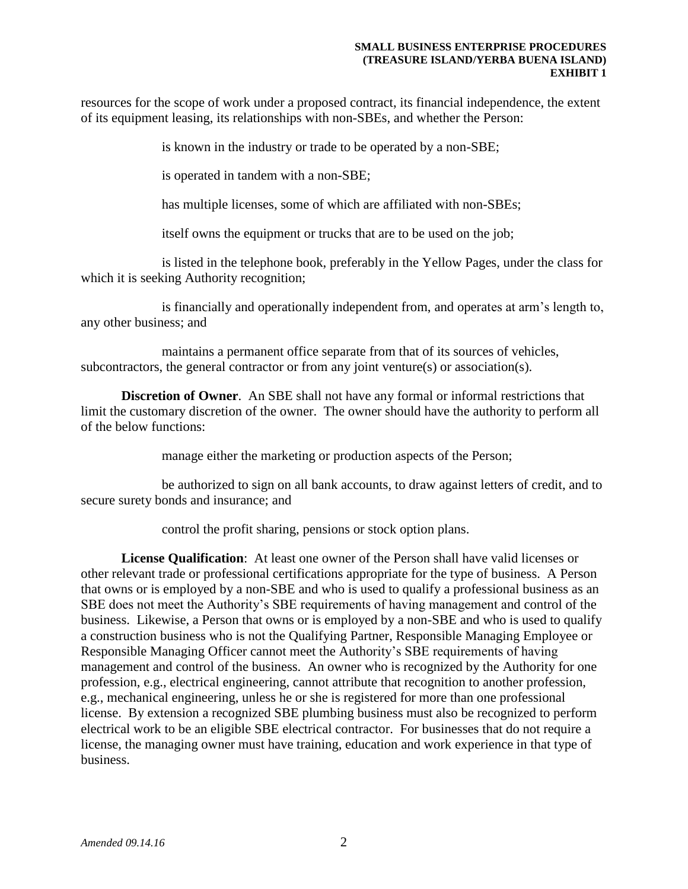resources for the scope of work under a proposed contract, its financial independence, the extent of its equipment leasing, its relationships with non-SBEs, and whether the Person:

is known in the industry or trade to be operated by a non-SBE;

is operated in tandem with a non-SBE;

has multiple licenses, some of which are affiliated with non-SBEs;

itself owns the equipment or trucks that are to be used on the job;

is listed in the telephone book, preferably in the Yellow Pages, under the class for which it is seeking Authority recognition;

is financially and operationally independent from, and operates at arm's length to, any other business; and

maintains a permanent office separate from that of its sources of vehicles, subcontractors, the general contractor or from any joint venture(s) or association(s).

**Discretion of Owner**. An SBE shall not have any formal or informal restrictions that limit the customary discretion of the owner. The owner should have the authority to perform all of the below functions:

manage either the marketing or production aspects of the Person;

be authorized to sign on all bank accounts, to draw against letters of credit, and to secure surety bonds and insurance; and

control the profit sharing, pensions or stock option plans.

**License Qualification**: At least one owner of the Person shall have valid licenses or other relevant trade or professional certifications appropriate for the type of business. A Person that owns or is employed by a non-SBE and who is used to qualify a professional business as an SBE does not meet the Authority's SBE requirements of having management and control of the business. Likewise, a Person that owns or is employed by a non-SBE and who is used to qualify a construction business who is not the Qualifying Partner, Responsible Managing Employee or Responsible Managing Officer cannot meet the Authority's SBE requirements of having management and control of the business. An owner who is recognized by the Authority for one profession, e.g., electrical engineering, cannot attribute that recognition to another profession, e.g., mechanical engineering, unless he or she is registered for more than one professional license. By extension a recognized SBE plumbing business must also be recognized to perform electrical work to be an eligible SBE electrical contractor. For businesses that do not require a license, the managing owner must have training, education and work experience in that type of business.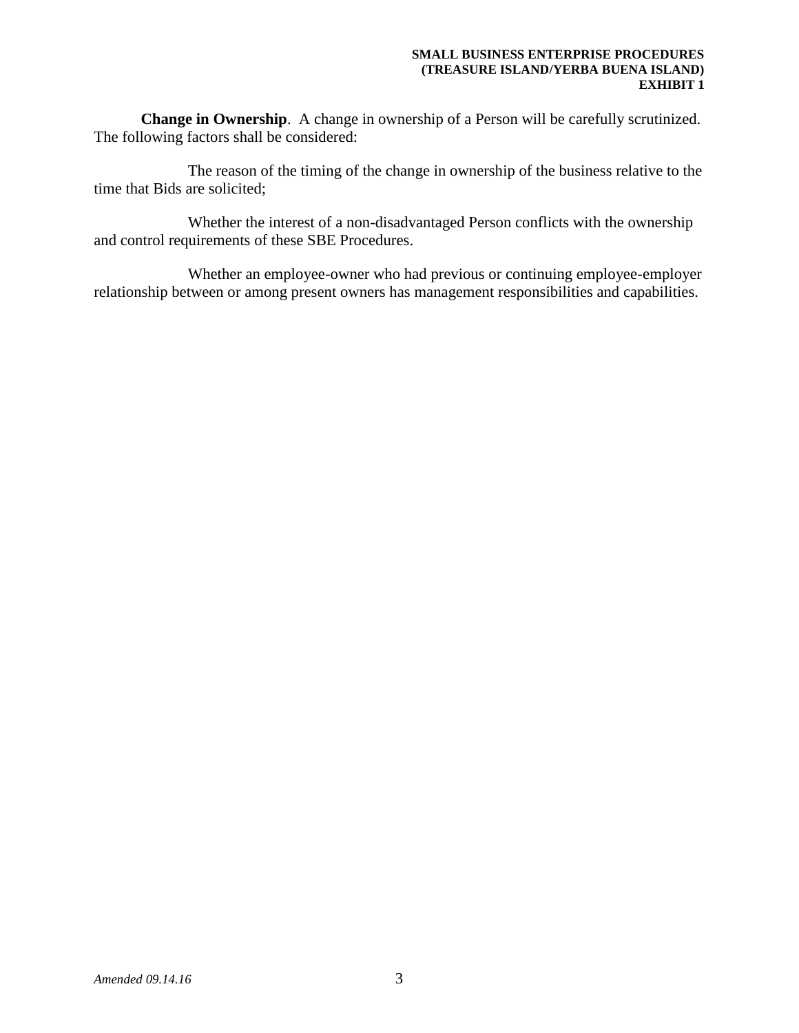**Change in Ownership**. A change in ownership of a Person will be carefully scrutinized. The following factors shall be considered:

The reason of the timing of the change in ownership of the business relative to the time that Bids are solicited;

Whether the interest of a non-disadvantaged Person conflicts with the ownership and control requirements of these SBE Procedures.

Whether an employee-owner who had previous or continuing employee-employer relationship between or among present owners has management responsibilities and capabilities.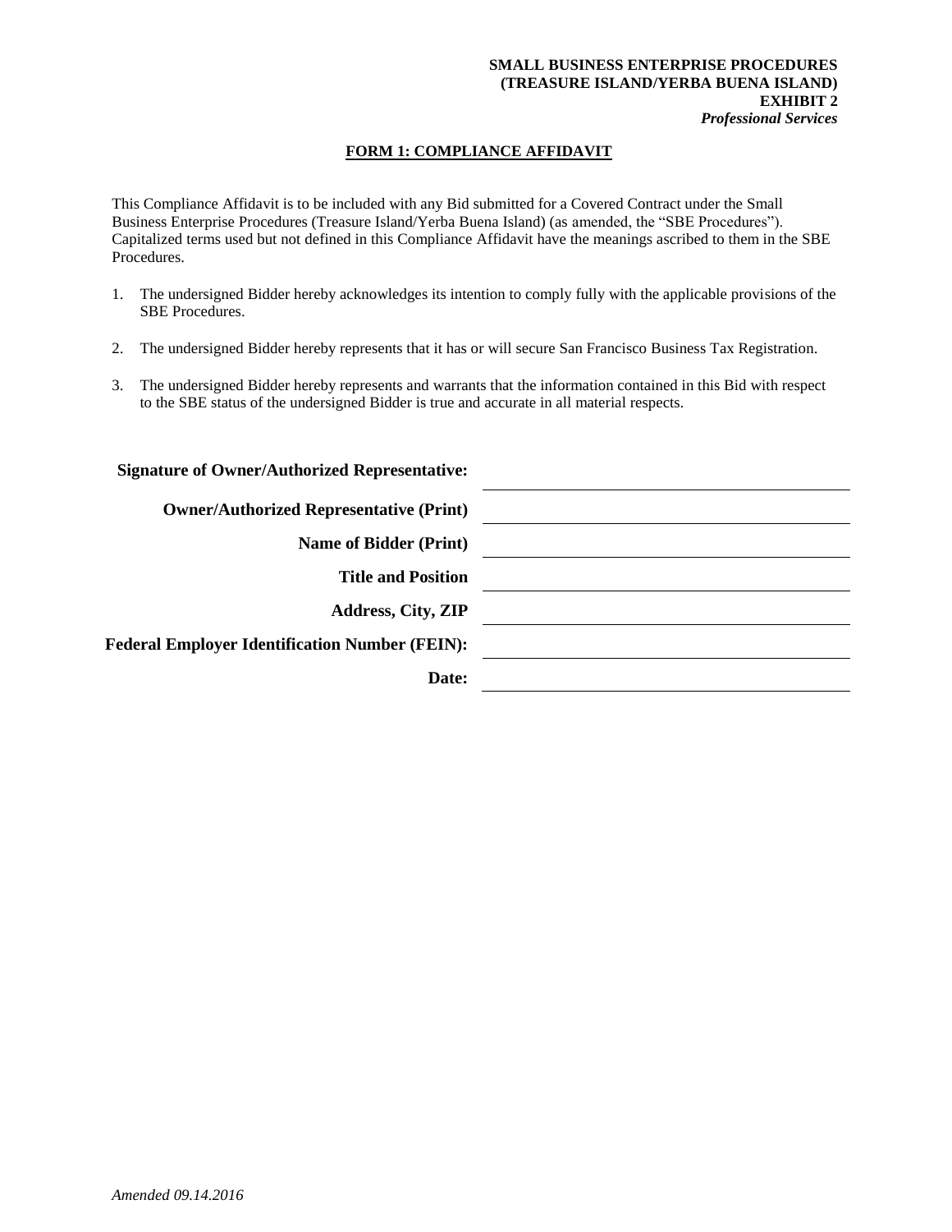**SMALL BUSINESS ENTERPRISE PROCEDURES**
**(TREASURE ISLAND/YERBA BUENA ISLAND)**
**EXHIBIT 2**
***Professional Services***

## FORM 1: COMPLIANCE AFFIDAVIT

This Compliance Affidavit is to be included with any Bid submitted for a Covered Contract under the Small Business Enterprise Procedures (Treasure Island/Yerba Buena Island) (as amended, the "SBE Procedures"). Capitalized terms used but not defined in this Compliance Affidavit have the meanings ascribed to them in the SBE Procedures.

1. The undersigned Bidder hereby acknowledges its intention to comply fully with the applicable provisions of the SBE Procedures.

2. The undersigned Bidder hereby represents that it has or will secure San Francisco Business Tax Registration.

3. The undersigned Bidder hereby represents and warrants that the information contained in this Bid with respect to the SBE status of the undersigned Bidder is true and accurate in all material respects.

**Signature of Owner/Authorized Representative:** ______________________________

**Owner/Authorized Representative (Print)** ______________________________

**Name of Bidder (Print)** ______________________________

**Title and Position** ______________________________

**Address, City, ZIP** ______________________________

**Federal Employer Identification Number (FEIN):** ______________________________

**Date:** ______________________________

*Amended 09.14.2016*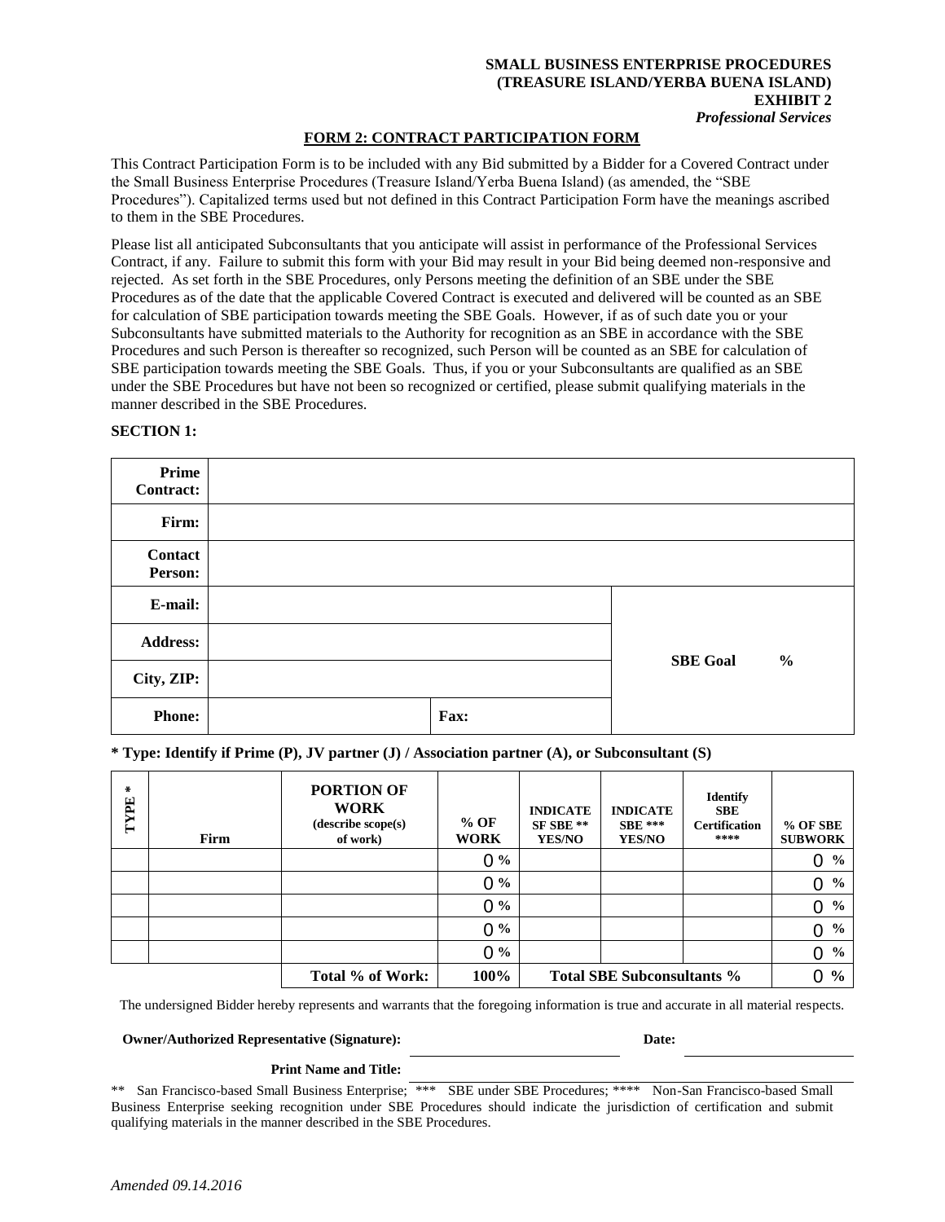**SMALL BUSINESS ENTERPRISE PROCEDURES**
**(TREASURE ISLAND/YERBA BUENA ISLAND)**
**EXHIBIT 2**
***Professional Services***

## FORM 2: CONTRACT PARTICIPATION FORM

This Contract Participation Form is to be included with any Bid submitted by a Bidder for a Covered Contract under the Small Business Enterprise Procedures (Treasure Island/Yerba Buena Island) (as amended, the "SBE Procedures"). Capitalized terms used but not defined in this Contract Participation Form have the meanings ascribed to them in the SBE Procedures.

Please list all anticipated Subconsultants that you anticipate will assist in performance of the Professional Services Contract, if any. Failure to submit this form with your Bid may result in your Bid being deemed non-responsive and rejected. As set forth in the SBE Procedures, only Persons meeting the definition of an SBE under the SBE Procedures as of the date that the applicable Covered Contract is executed and delivered will be counted as an SBE for calculation of SBE participation towards meeting the SBE Goals. However, if as of such date you or your Subconsultants have submitted materials to the Authority for recognition as an SBE in accordance with the SBE Procedures and such Person is thereafter so recognized, such Person will be counted as an SBE for calculation of SBE participation towards meeting the SBE Goals. Thus, if you or your Subconsultants are qualified as an SBE under the SBE Procedures but have not been so recognized or certified, please submit qualifying materials in the manner described in the SBE Procedures.

**SECTION 1:**

| | | | |
|---|---|---|---|
| **Prime Contract:** | | | |
| **Firm:** | | | |
| **Contact Person:** | | | |
| **E-mail:** | | | **SBE Goal %** |
| **Address:** | | | |
| **City, ZIP:** | | | |
| **Phone:** | | **Fax:** | |

**\* Type: Identify if Prime (P), JV partner (J) / Association partner (A), or Subconsultant (S)**

| TYPE * | Firm | PORTION OF WORK (describe scope(s) of work) | % OF WORK | INDICATE SF SBE ** YES/NO | INDICATE SBE *** YES/NO | Identify SBE Certification **** | % OF SBE SUBWORK |
|---|---|---|---|---|---|---|---|
| | | | 0 % | | | | 0 % |
| | | | 0 % | | | | 0 % |
| | | | 0 % | | | | 0 % |
| | | | 0 % | | | | 0 % |
| | | | 0 % | | | | 0 % |
| | | **Total % of Work:** | **100%** | **Total SBE Subconsultants %** | | | 0 % |

The undersigned Bidder hereby represents and warrants that the foregoing information is true and accurate in all material respects.

**Owner/Authorized Representative (Signature):** ______________________ **Date:** ______________

**Print Name and Title:** ______________________

** San Francisco-based Small Business Enterprise; *** SBE under SBE Procedures; **** Non-San Francisco-based Small Business Enterprise seeking recognition under SBE Procedures should indicate the jurisdiction of certification and submit qualifying materials in the manner described in the SBE Procedures.

*Amended 09.14.2016*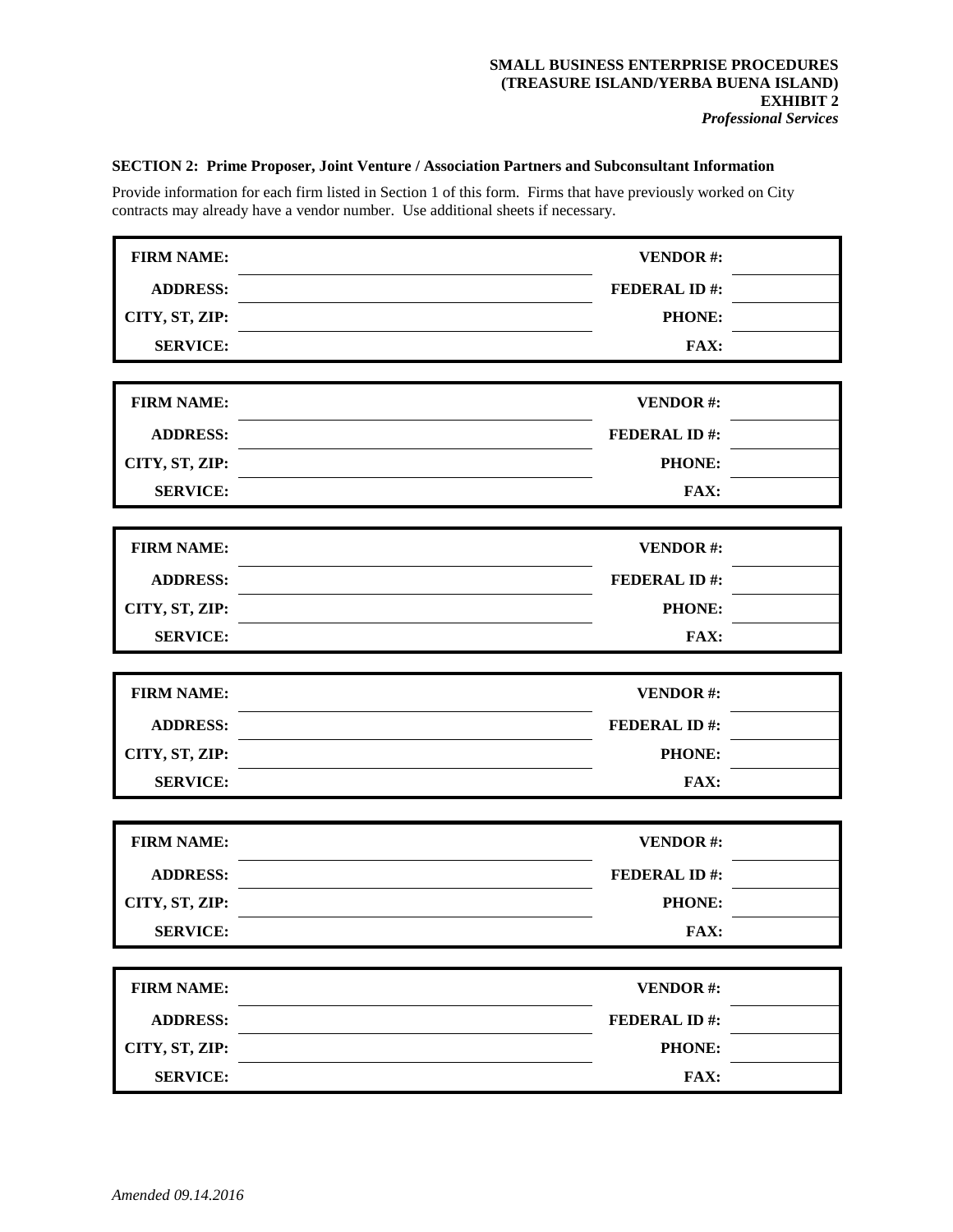**SMALL BUSINESS ENTERPRISE PROCEDURES**
**(TREASURE ISLAND/YERBA BUENA ISLAND)**
**EXHIBIT 2**
***Professional Services***

**SECTION 2: Prime Proposer, Joint Venture / Association Partners and Subconsultant Information**

Provide information for each firm listed in Section 1 of this form. Firms that have previously worked on City contracts may already have a vendor number. Use additional sheets if necessary.

| | | | |
|---|---|---|---|
| **FIRM NAME:** | | **VENDOR #:** | |
| **ADDRESS:** | | **FEDERAL ID #:** | |
| **CITY, ST, ZIP:** | | **PHONE:** | |
| **SERVICE:** | | **FAX:** | |

| | | | |
|---|---|---|---|
| **FIRM NAME:** | | **VENDOR #:** | |
| **ADDRESS:** | | **FEDERAL ID #:** | |
| **CITY, ST, ZIP:** | | **PHONE:** | |
| **SERVICE:** | | **FAX:** | |

| | | | |
|---|---|---|---|
| **FIRM NAME:** | | **VENDOR #:** | |
| **ADDRESS:** | | **FEDERAL ID #:** | |
| **CITY, ST, ZIP:** | | **PHONE:** | |
| **SERVICE:** | | **FAX:** | |

| | | | |
|---|---|---|---|
| **FIRM NAME:** | | **VENDOR #:** | |
| **ADDRESS:** | | **FEDERAL ID #:** | |
| **CITY, ST, ZIP:** | | **PHONE:** | |
| **SERVICE:** | | **FAX:** | |

| | | | |
|---|---|---|---|
| **FIRM NAME:** | | **VENDOR #:** | |
| **ADDRESS:** | | **FEDERAL ID #:** | |
| **CITY, ST, ZIP:** | | **PHONE:** | |
| **SERVICE:** | | **FAX:** | |

| | | | |
|---|---|---|---|
| **FIRM NAME:** | | **VENDOR #:** | |
| **ADDRESS:** | | **FEDERAL ID #:** | |
| **CITY, ST, ZIP:** | | **PHONE:** | |
| **SERVICE:** | | **FAX:** | |

*Amended 09.14.2016*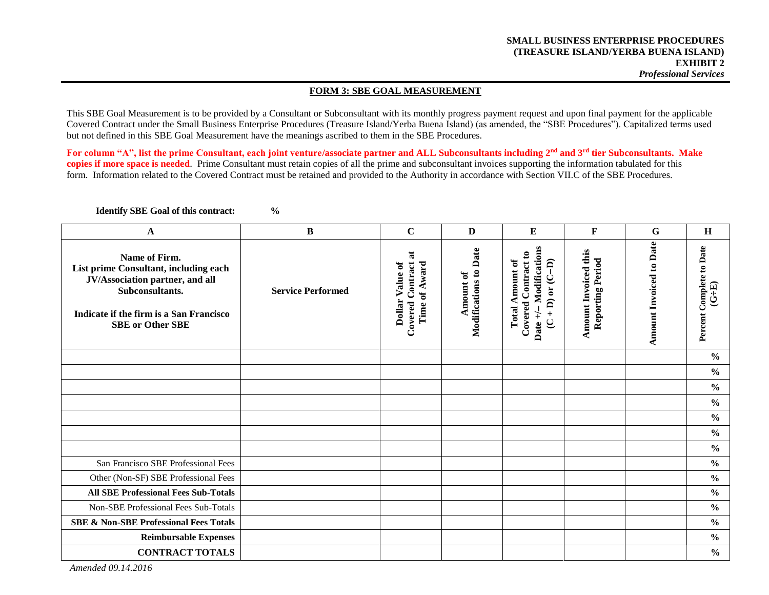**SMALL BUSINESS ENTERPRISE PROCEDURES**
**(TREASURE ISLAND/YERBA BUENA ISLAND)**
**EXHIBIT 2**
***Professional Services***

## FORM 3: SBE GOAL MEASUREMENT

This SBE Goal Measurement is to be provided by a Consultant or Subconsultant with its monthly progress payment request and upon final payment for the applicable Covered Contract under the Small Business Enterprise Procedures (Treasure Island/Yerba Buena Island) (as amended, the "SBE Procedures"). Capitalized terms used but not defined in this SBE Goal Measurement have the meanings ascribed to them in the SBE Procedures.

**For column "A", list the prime Consultant, each joint venture/associate partner and ALL Subconsultants including 2nd and 3rd tier Subconsultants. Make copies if more space is needed**. Prime Consultant must retain copies of all the prime and subconsultant invoices supporting the information tabulated for this form. Information related to the Covered Contract must be retained and provided to the Authority in accordance with Section VII.C of the SBE Procedures.

**Identify SBE Goal of this contract:** %

| A | B | C | D | E | F | G | H |
|---|---|---|---|---|---|---|---|
| **Name of Firm. List prime Consultant, including each JV/Association partner, and all Subconsultants. Indicate if the firm is a San Francisco SBE or Other SBE** | **Service Performed** | **Dollar Value of Covered Contract at Time of Award** | **Amount of Modifications to Date** | **Total Amount of Covered Contract to Date +/– Modifications (C + D) or (C–D)** | **Amount Invoiced this Reporting Period** | **Amount Invoiced to Date** | **Percent Complete to Date (G÷E)** |
| | | | | | | | % |
| | | | | | | | % |
| | | | | | | | % |
| | | | | | | | % |
| | | | | | | | % |
| | | | | | | | % |
| | | | | | | | % |
| San Francisco SBE Professional Fees | | | | | | | % |
| Other (Non-SF) SBE Professional Fees | | | | | | | % |
| **All SBE Professional Fees Sub-Totals** | | | | | | | % |
| Non-SBE Professional Fees Sub-Totals | | | | | | | % |
| **SBE & Non-SBE Professional Fees Totals** | | | | | | | % |
| **Reimbursable Expenses** | | | | | | | % |
| **CONTRACT TOTALS** | | | | | | | % |

*Amended 09.14.2016*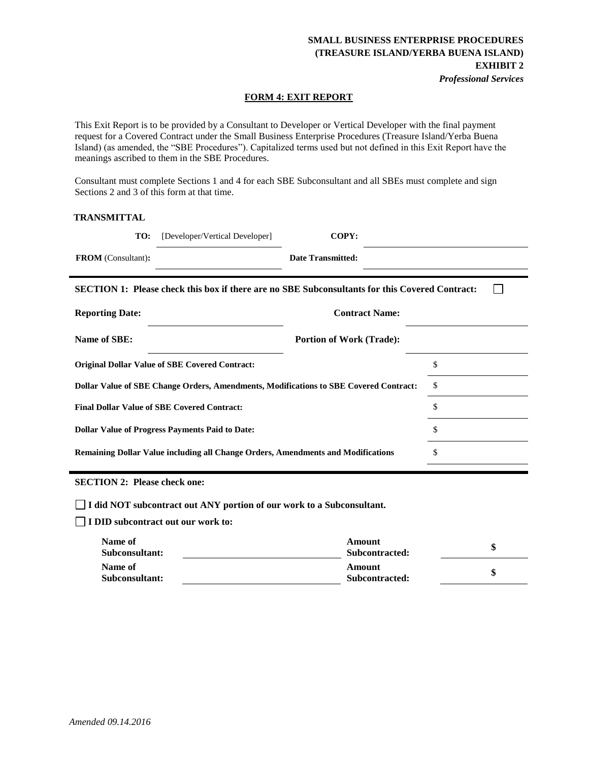**SMALL BUSINESS ENTERPRISE PROCEDURES**
**(TREASURE ISLAND/YERBA BUENA ISLAND)**
**EXHIBIT 2**
***Professional Services***

## FORM 4: EXIT REPORT

This Exit Report is to be provided by a Consultant to Developer or Vertical Developer with the final payment request for a Covered Contract under the Small Business Enterprise Procedures (Treasure Island/Yerba Buena Island) (as amended, the "SBE Procedures"). Capitalized terms used but not defined in this Exit Report have the meanings ascribed to them in the SBE Procedures.

Consultant must complete Sections 1 and 4 for each SBE Subconsultant and all SBEs must complete and sign Sections 2 and 3 of this form at that time.

**TRANSMITTAL**

| | | | |
|---|---|---|---|
| **TO:** | [Developer/Vertical Developer] | **COPY:** | |
| **FROM** (Consultant)**:** | | **Date Transmitted:** | |

**SECTION 1: Please check this box if there are no SBE Subconsultants for this Covered Contract:** ☐

| | | | |
|---|---|---|---|
| **Reporting Date:** | | **Contract Name:** | |
| **Name of SBE:** | | **Portion of Work (Trade):** | |

| | |
|---|---|
| **Original Dollar Value of SBE Covered Contract:** | $ |
| **Dollar Value of SBE Change Orders, Amendments, Modifications to SBE Covered Contract:** | $ |
| **Final Dollar Value of SBE Covered Contract:** | $ |
| **Dollar Value of Progress Payments Paid to Date:** | $ |
| **Remaining Dollar Value including all Change Orders, Amendments and Modifications** | $ |

**SECTION 2: Please check one:**

☐ **I did NOT subcontract out ANY portion of our work to a Subconsultant.**

☐ **I DID subcontract out our work to:**

| | | | |
|---|---|---|---|
| **Name of Subconsultant:** | | **Amount Subcontracted:** | **$** |
| **Name of Subconsultant:** | | **Amount Subcontracted:** | **$** |

*Amended 09.14.2016*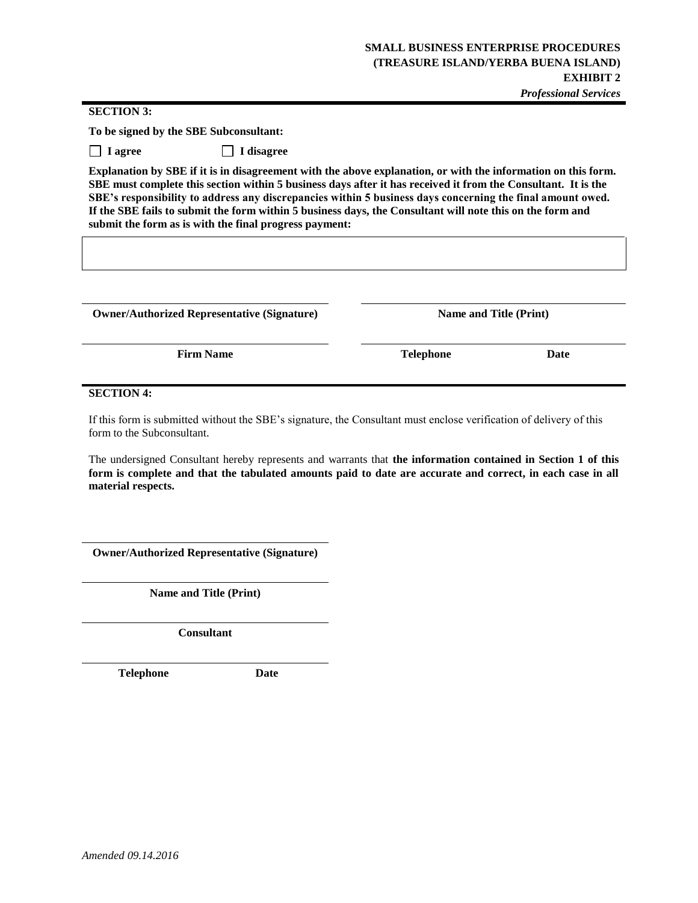**SECTION 3:**

**To be signed by the SBE Subconsultant:**

☐ **I agree** ☐ **I disagree**

**Explanation by SBE if it is in disagreement with the above explanation, or with the information on this form. SBE must complete this section within 5 business days after it has received it from the Consultant. It is the SBE's responsibility to address any discrepancies within 5 business days concerning the final amount owed. If the SBE fails to submit the form within 5 business days, the Consultant will note this on the form and submit the form as is with the final progress payment:**

| |
|---|
| |

| | |
|---|---|
| **Owner/Authorized Representative (Signature)** | **Name and Title (Print)** |
| **Firm Name** | **Telephone** **Date** |

**SECTION 4:**

If this form is submitted without the SBE's signature, the Consultant must enclose verification of delivery of this form to the Subconsultant.

The undersigned Consultant hereby represents and warrants that **the information contained in Section 1 of this form is complete and that the tabulated amounts paid to date are accurate and correct, in each case in all material respects.**

**Owner/Authorized Representative (Signature)**

**Name and Title (Print)**

**Consultant**

**Telephone** **Date**

*Amended 09.14.2016*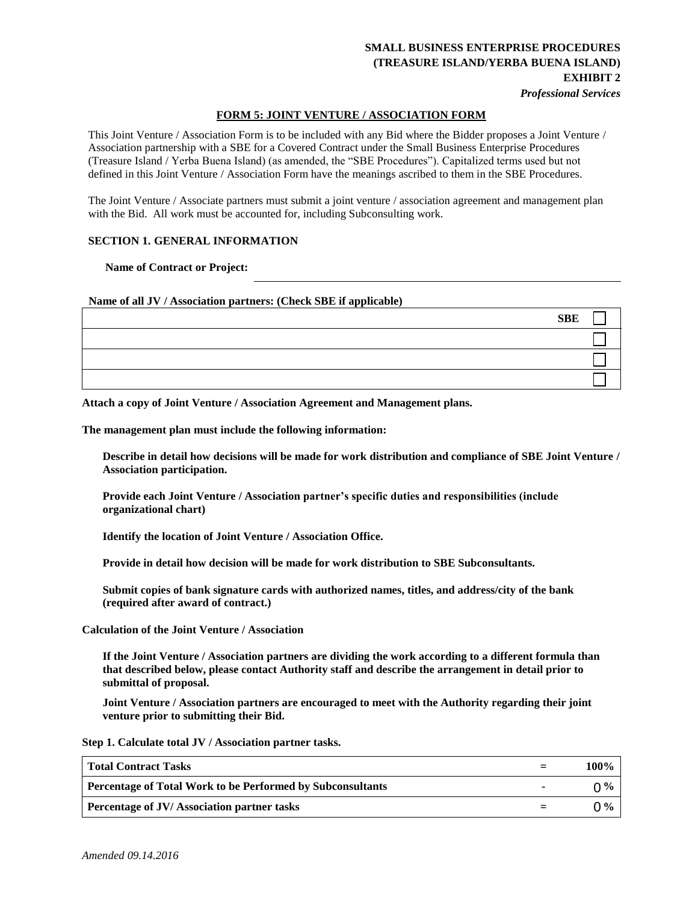**SMALL BUSINESS ENTERPRISE PROCEDURES (TREASURE ISLAND/YERBA BUENA ISLAND) EXHIBIT 2**
***Professional Services***

## FORM 5: JOINT VENTURE / ASSOCIATION FORM

This Joint Venture / Association Form is to be included with any Bid where the Bidder proposes a Joint Venture / Association partnership with a SBE for a Covered Contract under the Small Business Enterprise Procedures (Treasure Island / Yerba Buena Island) (as amended, the "SBE Procedures"). Capitalized terms used but not defined in this Joint Venture / Association Form have the meanings ascribed to them in the SBE Procedures.

The Joint Venture / Associate partners must submit a joint venture / association agreement and management plan with the Bid. All work must be accounted for, including Subconsulting work.

### SECTION 1. GENERAL INFORMATION

**Name of Contract or Project:** ______________________________

**Name of all JV / Association partners: (Check SBE if applicable)**

| | SBE |
|---|---|
| | ☐ |
| | ☐ |
| | ☐ |
| | ☐ |

**Attach a copy of Joint Venture / Association Agreement and Management plans.**

**The management plan must include the following information:**

**Describe in detail how decisions will be made for work distribution and compliance of SBE Joint Venture / Association participation.**

**Provide each Joint Venture / Association partner's specific duties and responsibilities (include organizational chart)**

**Identify the location of Joint Venture / Association Office.**

**Provide in detail how decision will be made for work distribution to SBE Subconsultants.**

**Submit copies of bank signature cards with authorized names, titles, and address/city of the bank (required after award of contract.)**

**Calculation of the Joint Venture / Association**

**If the Joint Venture / Association partners are dividing the work according to a different formula than that described below, please contact Authority staff and describe the arrangement in detail prior to submittal of proposal.**

**Joint Venture / Association partners are encouraged to meet with the Authority regarding their joint venture prior to submitting their Bid.**

**Step 1. Calculate total JV / Association partner tasks.**

| | | |
|---|---|---|
| **Total Contract Tasks** | = | **100%** |
| **Percentage of Total Work to be Performed by Subconsultants** | - | 0 % |
| **Percentage of JV/ Association partner tasks** | = | 0 % |

*Amended 09.14.2016*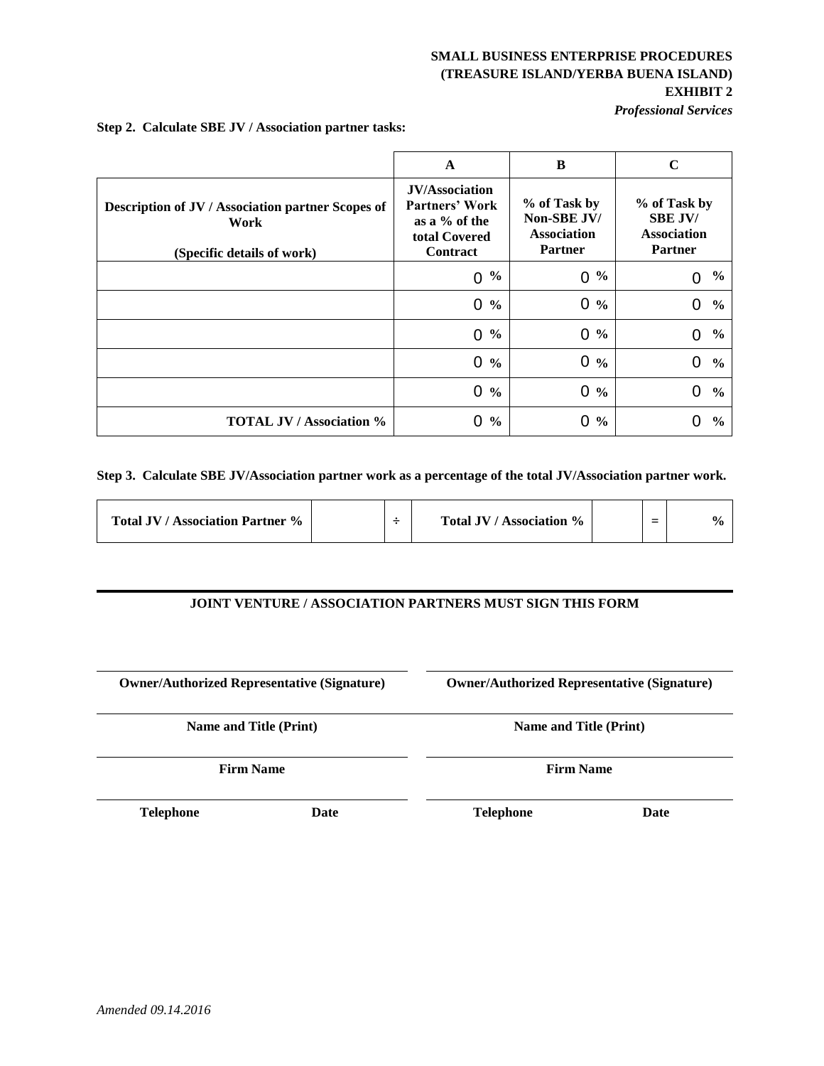**SMALL BUSINESS ENTERPRISE PROCEDURES**
**(TREASURE ISLAND/YERBA BUENA ISLAND)**
**EXHIBIT 2**
***Professional Services***

**Step 2. Calculate SBE JV / Association partner tasks:**

| | A | B | C |
|---|---|---|---|
| **Description of JV / Association partner Scopes of Work**<br><br>**(Specific details of work)** | **JV/Association Partners' Work as a % of the total Covered Contract** | **% of Task by Non-SBE JV/ Association Partner** | **% of Task by SBE JV/ Association Partner** |
| | 0 % | 0 % | 0 % |
| | 0 % | 0 % | 0 % |
| | 0 % | 0 % | 0 % |
| | 0 % | 0 % | 0 % |
| | 0 % | 0 % | 0 % |
| **TOTAL JV / Association %** | 0 % | 0 % | 0 % |

**Step 3. Calculate SBE JV/Association partner work as a percentage of the total JV/Association partner work.**

| Total JV / Association Partner % | | ÷ | Total JV / Association % | | = | % |
|---|---|---|---|---|---|---|

**JOINT VENTURE / ASSOCIATION PARTNERS MUST SIGN THIS FORM**

| | |
|---|---|
| **Owner/Authorized Representative (Signature)** | **Owner/Authorized Representative (Signature)** |
| **Name and Title (Print)** | **Name and Title (Print)** |
| **Firm Name** | **Firm Name** |
| **Telephone** **Date** | **Telephone** **Date** |

*Amended 09.14.2016*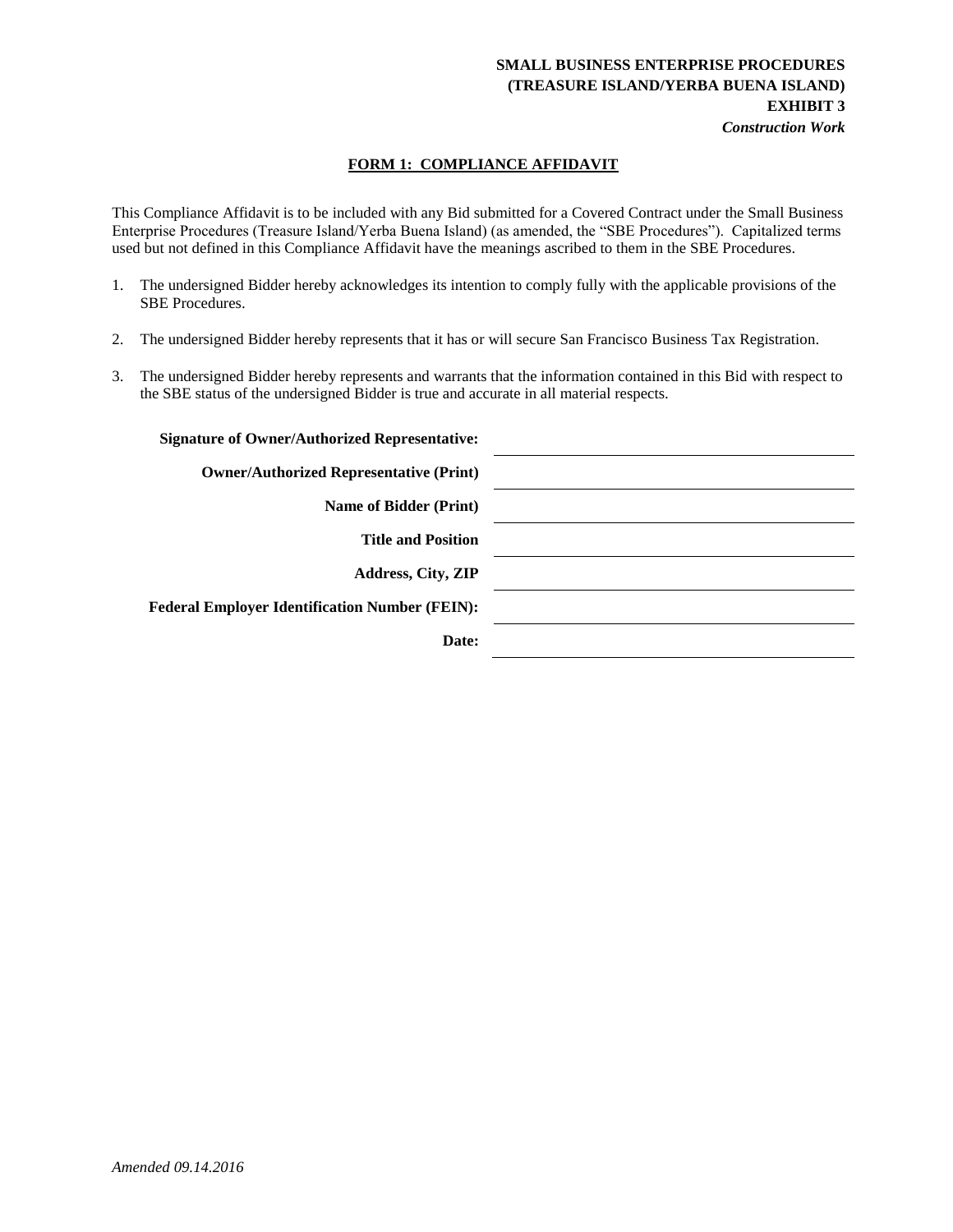**SMALL BUSINESS ENTERPRISE PROCEDURES**
**(TREASURE ISLAND/YERBA BUENA ISLAND)**
**EXHIBIT 3**
***Construction Work***

## FORM 1: COMPLIANCE AFFIDAVIT

This Compliance Affidavit is to be included with any Bid submitted for a Covered Contract under the Small Business Enterprise Procedures (Treasure Island/Yerba Buena Island) (as amended, the "SBE Procedures"). Capitalized terms used but not defined in this Compliance Affidavit have the meanings ascribed to them in the SBE Procedures.

1. The undersigned Bidder hereby acknowledges its intention to comply fully with the applicable provisions of the SBE Procedures.
2. The undersigned Bidder hereby represents that it has or will secure San Francisco Business Tax Registration.
3. The undersigned Bidder hereby represents and warrants that the information contained in this Bid with respect to the SBE status of the undersigned Bidder is true and accurate in all material respects.

**Signature of Owner/Authorized Representative:** ______________________

**Owner/Authorized Representative (Print)** ______________________

**Name of Bidder (Print)** ______________________

**Title and Position** ______________________

**Address, City, ZIP** ______________________

**Federal Employer Identification Number (FEIN):** ______________________

**Date:** ______________________

*Amended 09.14.2016*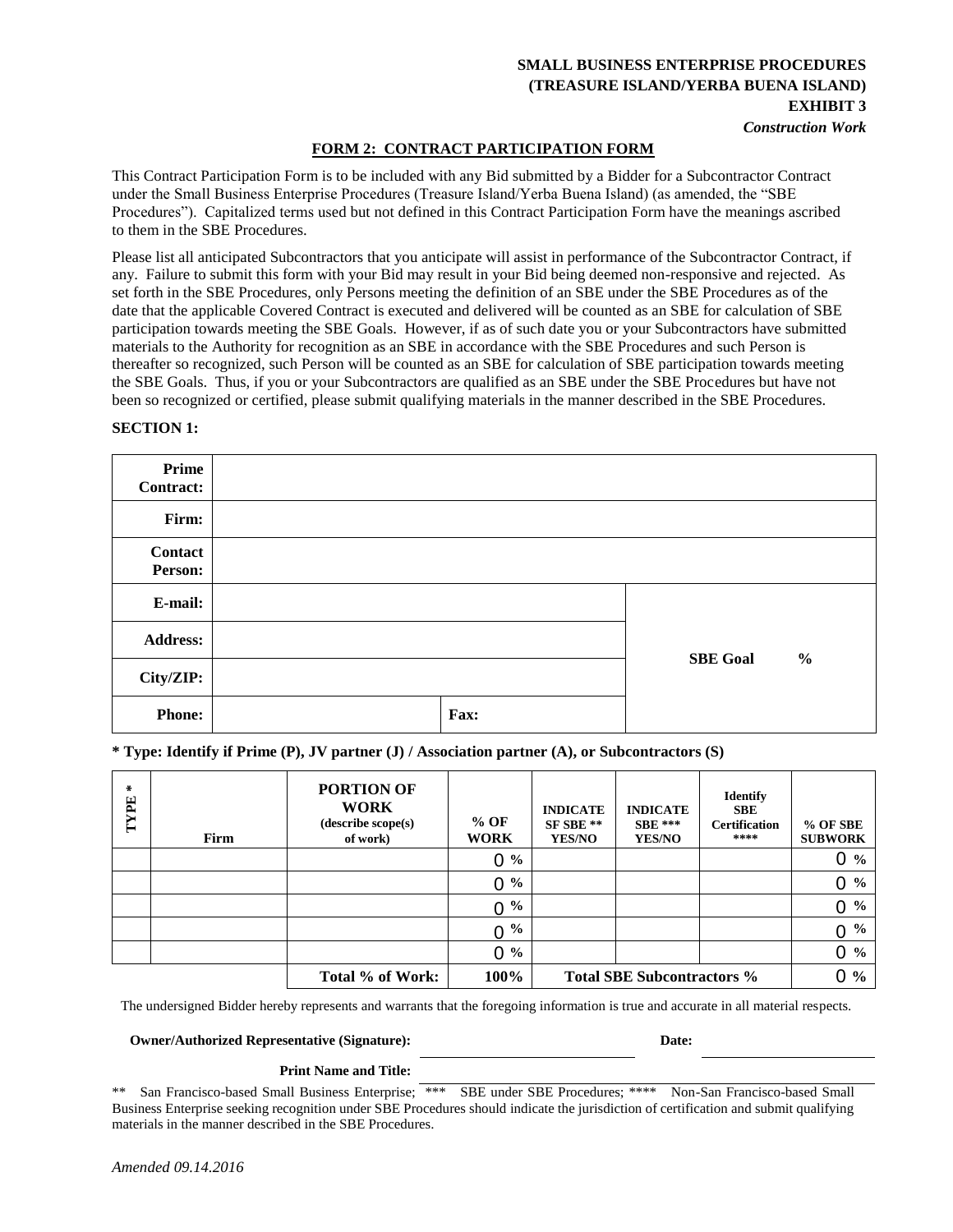**SMALL BUSINESS ENTERPRISE PROCEDURES**
**(TREASURE ISLAND/YERBA BUENA ISLAND)**
**EXHIBIT 3**
***Construction Work***

## FORM 2: CONTRACT PARTICIPATION FORM

This Contract Participation Form is to be included with any Bid submitted by a Bidder for a Subcontractor Contract under the Small Business Enterprise Procedures (Treasure Island/Yerba Buena Island) (as amended, the "SBE Procedures"). Capitalized terms used but not defined in this Contract Participation Form have the meanings ascribed to them in the SBE Procedures.

Please list all anticipated Subcontractors that you anticipate will assist in performance of the Subcontractor Contract, if any. Failure to submit this form with your Bid may result in your Bid being deemed non-responsive and rejected. As set forth in the SBE Procedures, only Persons meeting the definition of an SBE under the SBE Procedures as of the date that the applicable Covered Contract is executed and delivered will be counted as an SBE for calculation of SBE participation towards meeting the SBE Goals. However, if as of such date you or your Subcontractors have submitted materials to the Authority for recognition as an SBE in accordance with the SBE Procedures and such Person is thereafter so recognized, such Person will be counted as an SBE for calculation of SBE participation towards meeting the SBE Goals. Thus, if you or your Subcontractors are qualified as an SBE under the SBE Procedures but have not been so recognized or certified, please submit qualifying materials in the manner described in the SBE Procedures.

**SECTION 1:**

| | | | |
|---|---|---|---|
| **Prime Contract:** | | | |
| **Firm:** | | | |
| **Contact Person:** | | | |
| **E-mail:** | | | **SBE Goal %** |
| **Address:** | | | |
| **City/ZIP:** | | | |
| **Phone:** | | **Fax:** | |

**\* Type: Identify if Prime (P), JV partner (J) / Association partner (A), or Subcontractors (S)**

| TYPE * | Firm | PORTION OF WORK (describe scope(s) of work) | % OF WORK | INDICATE SF SBE ** YES/NO | INDICATE SBE *** YES/NO | Identify SBE Certification **** | % OF SBE SUBWORK |
|---|---|---|---|---|---|---|---|
| | | | 0 % | | | | 0 % |
| | | | 0 % | | | | 0 % |
| | | | 0 % | | | | 0 % |
| | | | 0 % | | | | 0 % |
| | | | 0 % | | | | 0 % |
| | | **Total % of Work:** | **100%** | **Total SBE Subcontractors %** | | | 0 % |

The undersigned Bidder hereby represents and warrants that the foregoing information is true and accurate in all material respects.

**Owner/Authorized Representative (Signature):** ______________________ **Date:** ______________

**Print Name and Title:** ______________________________________________

** San Francisco-based Small Business Enterprise; *** SBE under SBE Procedures; **** Non-San Francisco-based Small Business Enterprise seeking recognition under SBE Procedures should indicate the jurisdiction of certification and submit qualifying materials in the manner described in the SBE Procedures.

*Amended 09.14.2016*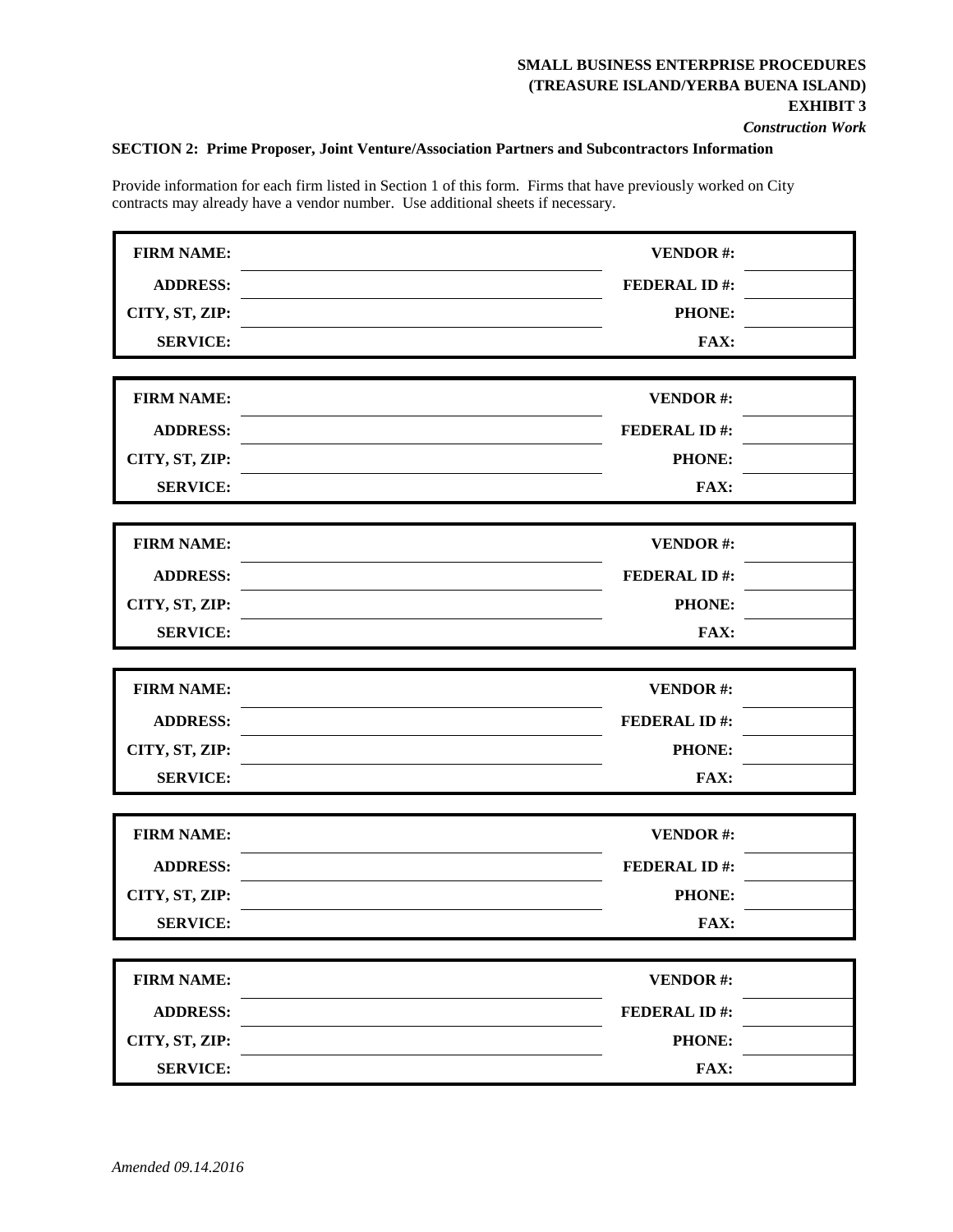**SMALL BUSINESS ENTERPRISE PROCEDURES**
**(TREASURE ISLAND/YERBA BUENA ISLAND)**
**EXHIBIT 3**
***Construction Work***

**SECTION 2: Prime Proposer, Joint Venture/Association Partners and Subcontractors Information**

Provide information for each firm listed in Section 1 of this form. Firms that have previously worked on City contracts may already have a vendor number. Use additional sheets if necessary.

| | | | |
|---|---|---|---|
| **FIRM NAME:** | | **VENDOR #:** | |
| **ADDRESS:** | | **FEDERAL ID #:** | |
| **CITY, ST, ZIP:** | | **PHONE:** | |
| **SERVICE:** | | **FAX:** | |

| | | | |
|---|---|---|---|
| **FIRM NAME:** | | **VENDOR #:** | |
| **ADDRESS:** | | **FEDERAL ID #:** | |
| **CITY, ST, ZIP:** | | **PHONE:** | |
| **SERVICE:** | | **FAX:** | |

| | | | |
|---|---|---|---|
| **FIRM NAME:** | | **VENDOR #:** | |
| **ADDRESS:** | | **FEDERAL ID #:** | |
| **CITY, ST, ZIP:** | | **PHONE:** | |
| **SERVICE:** | | **FAX:** | |

| | | | |
|---|---|---|---|
| **FIRM NAME:** | | **VENDOR #:** | |
| **ADDRESS:** | | **FEDERAL ID #:** | |
| **CITY, ST, ZIP:** | | **PHONE:** | |
| **SERVICE:** | | **FAX:** | |

| | | | |
|---|---|---|---|
| **FIRM NAME:** | | **VENDOR #:** | |
| **ADDRESS:** | | **FEDERAL ID #:** | |
| **CITY, ST, ZIP:** | | **PHONE:** | |
| **SERVICE:** | | **FAX:** | |

| | | | |
|---|---|---|---|
| **FIRM NAME:** | | **VENDOR #:** | |
| **ADDRESS:** | | **FEDERAL ID #:** | |
| **CITY, ST, ZIP:** | | **PHONE:** | |
| **SERVICE:** | | **FAX:** | |

*Amended 09.14.2016*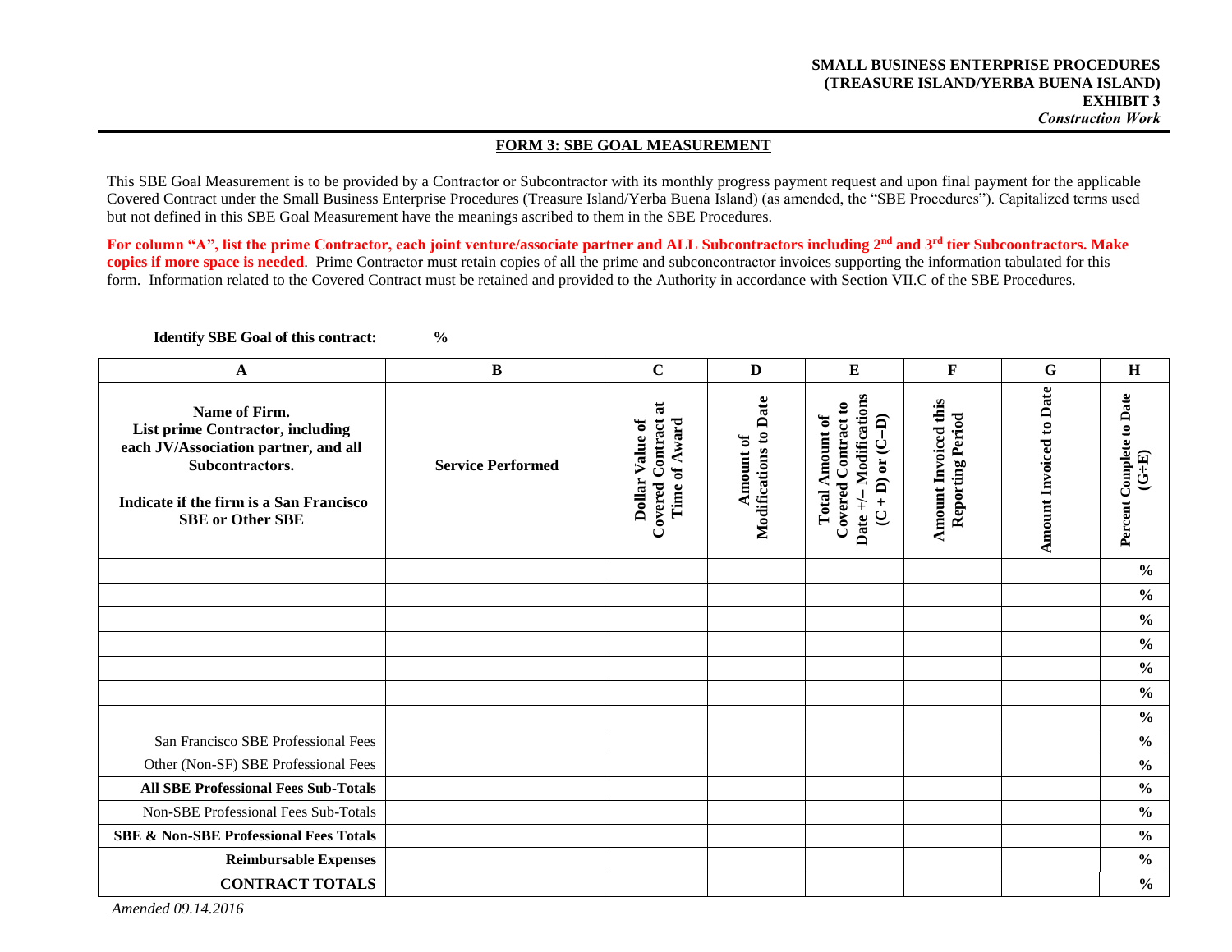**SMALL BUSINESS ENTERPRISE PROCEDURES (TREASURE ISLAND/YERBA BUENA ISLAND) EXHIBIT 3**
***Construction Work***

## FORM 3: SBE GOAL MEASUREMENT

This SBE Goal Measurement is to be provided by a Contractor or Subcontractor with its monthly progress payment request and upon final payment for the applicable Covered Contract under the Small Business Enterprise Procedures (Treasure Island/Yerba Buena Island) (as amended, the "SBE Procedures"). Capitalized terms used but not defined in this SBE Goal Measurement have the meanings ascribed to them in the SBE Procedures.

**For column "A", list the prime Contractor, each joint venture/associate partner and ALL Subcontractors including 2nd and 3rd tier Subcoontractors. Make copies if more space is needed**. Prime Contractor must retain copies of all the prime and subconcontractor invoices supporting the information tabulated for this form. Information related to the Covered Contract must be retained and provided to the Authority in accordance with Section VII.C of the SBE Procedures.

**Identify SBE Goal of this contract:** %

| A | B | C | D | E | F | G | H |
|---|---|---|---|---|---|---|---|
| **Name of Firm. List prime Contractor, including each JV/Association partner, and all Subcontractors. Indicate if the firm is a San Francisco SBE or Other SBE** | **Service Performed** | **Dollar Value of Covered Contract at Time of Award** | **Amount of Modifications to Date** | **Total Amount of Covered Contract to Date +/– Modifications (C + D) or (C–D)** | **Amount Invoiced this Reporting Period** | **Amount Invoiced to Date** | **Percent Complete to Date (G÷E)** |
| | | | | | | | % |
| | | | | | | | % |
| | | | | | | | % |
| | | | | | | | % |
| | | | | | | | % |
| | | | | | | | % |
| | | | | | | | % |
| San Francisco SBE Professional Fees | | | | | | | % |
| Other (Non-SF) SBE Professional Fees | | | | | | | % |
| **All SBE Professional Fees Sub-Totals** | | | | | | | % |
| Non-SBE Professional Fees Sub-Totals | | | | | | | % |
| **SBE & Non-SBE Professional Fees Totals** | | | | | | | % |
| **Reimbursable Expenses** | | | | | | | % |
| **CONTRACT TOTALS** | | | | | | | % |

*Amended 09.14.2016*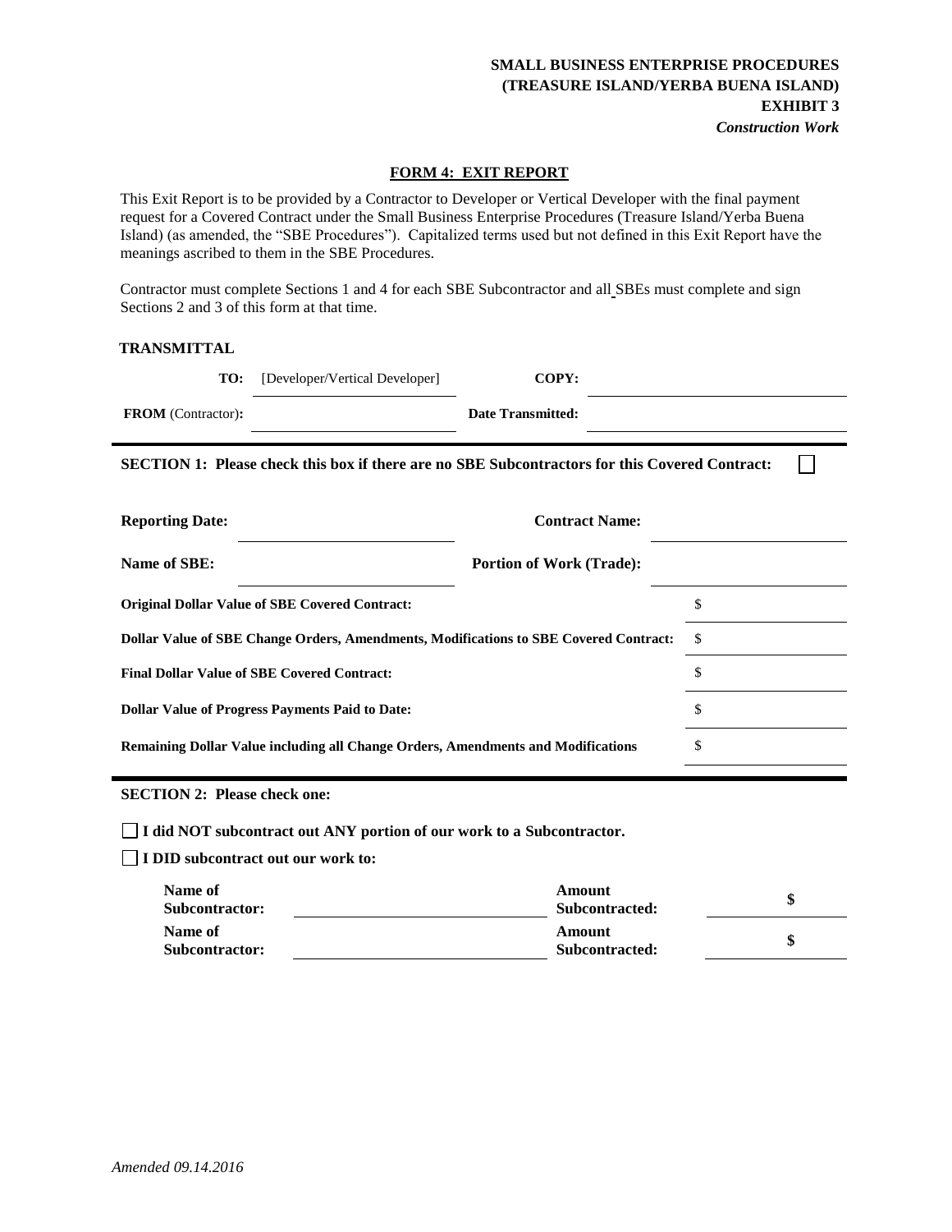**SMALL BUSINESS ENTERPRISE PROCEDURES**
**(TREASURE ISLAND/YERBA BUENA ISLAND)**
**EXHIBIT 3**
***Construction Work***

## FORM 4: EXIT REPORT

This Exit Report is to be provided by a Contractor to Developer or Vertical Developer with the final payment request for a Covered Contract under the Small Business Enterprise Procedures (Treasure Island/Yerba Buena Island) (as amended, the "SBE Procedures"). Capitalized terms used but not defined in this Exit Report have the meanings ascribed to them in the SBE Procedures.

Contractor must complete Sections 1 and 4 for each SBE Subcontractor and all SBEs must complete and sign Sections 2 and 3 of this form at that time.

**TRANSMITTAL**

| | | | |
|---|---|---|---|
| **TO:** | [Developer/Vertical Developer] | **COPY:** | |
| **FROM** (Contractor)**:** | | **Date Transmitted:** | |

**SECTION 1: Please check this box if there are no SBE Subcontractors for this Covered Contract:** ☐

| | | | |
|---|---|---|---|
| **Reporting Date:** | | **Contract Name:** | |
| **Name of SBE:** | | **Portion of Work (Trade):** | |

| | |
|---|---|
| **Original Dollar Value of SBE Covered Contract:** | $ |
| **Dollar Value of SBE Change Orders, Amendments, Modifications to SBE Covered Contract:** | $ |
| **Final Dollar Value of SBE Covered Contract:** | $ |
| **Dollar Value of Progress Payments Paid to Date:** | $ |
| **Remaining Dollar Value including all Change Orders, Amendments and Modifications** | $ |

**SECTION 2: Please check one:**

☐ **I did NOT subcontract out ANY portion of our work to a Subcontractor.**

☐ **I DID subcontract out our work to:**

| | | | |
|---|---|---|---|
| **Name of Subcontractor:** | | **Amount Subcontracted:** | **$** |
| **Name of Subcontractor:** | | **Amount Subcontracted:** | **$** |

*Amended 09.14.2016*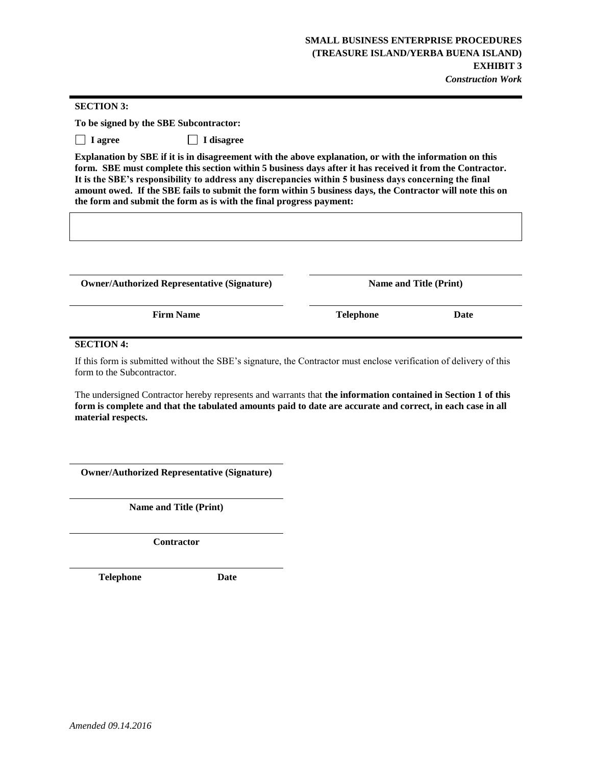**SECTION 3:**

**To be signed by the SBE Subcontractor:**

☐ **I agree** ☐ **I disagree**

**Explanation by SBE if it is in disagreement with the above explanation, or with the information on this form. SBE must complete this section within 5 business days after it has received it from the Contractor. It is the SBE's responsibility to address any discrepancies within 5 business days concerning the final amount owed. If the SBE fails to submit the form within 5 business days, the Contractor will note this on the form and submit the form as is with the final progress payment:**

| |
|---|
| |

| | |
|---|---|
| **Owner/Authorized Representative (Signature)** | **Name and Title (Print)** |
| **Firm Name** | **Telephone** **Date** |

**SECTION 4:**

If this form is submitted without the SBE's signature, the Contractor must enclose verification of delivery of this form to the Subcontractor.

The undersigned Contractor hereby represents and warrants that **the information contained in Section 1 of this form is complete and that the tabulated amounts paid to date are accurate and correct, in each case in all material respects.**

**Owner/Authorized Representative (Signature)**

**Name and Title (Print)**

**Contractor**

**Telephone** **Date**

*Amended 09.14.2016*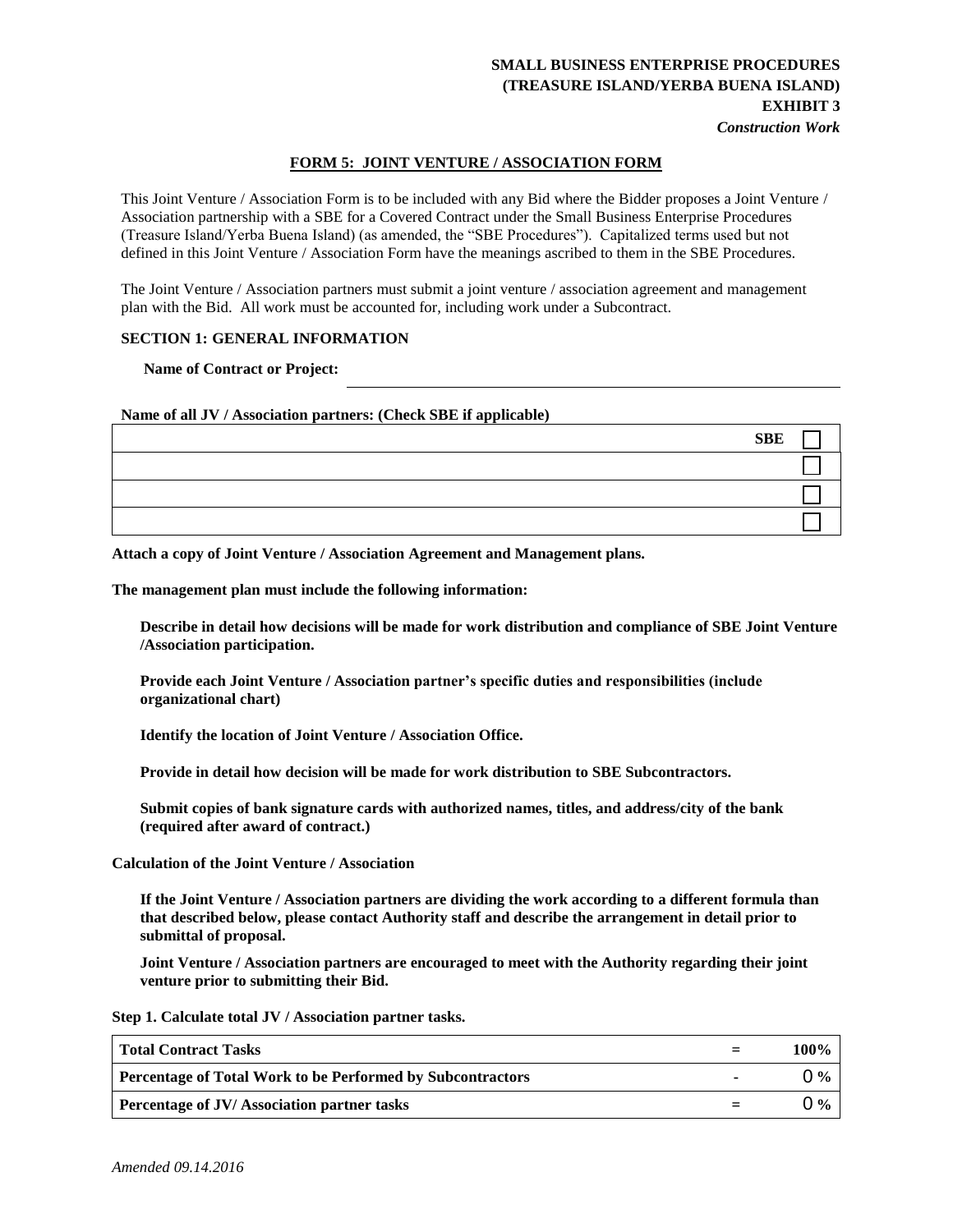**SMALL BUSINESS ENTERPRISE PROCEDURES**
**(TREASURE ISLAND/YERBA BUENA ISLAND)**
**EXHIBIT 3**
***Construction Work***

## FORM 5: JOINT VENTURE / ASSOCIATION FORM

This Joint Venture / Association Form is to be included with any Bid where the Bidder proposes a Joint Venture / Association partnership with a SBE for a Covered Contract under the Small Business Enterprise Procedures (Treasure Island/Yerba Buena Island) (as amended, the "SBE Procedures"). Capitalized terms used but not defined in this Joint Venture / Association Form have the meanings ascribed to them in the SBE Procedures.

The Joint Venture / Association partners must submit a joint venture / association agreement and management plan with the Bid. All work must be accounted for, including work under a Subcontract.

### SECTION 1: GENERAL INFORMATION

**Name of Contract or Project:** ______________________________

**Name of all JV / Association partners: (Check SBE if applicable)**

| | SBE |
|---|---|
| | ☐ |
| | ☐ |
| | ☐ |
| | ☐ |

**Attach a copy of Joint Venture / Association Agreement and Management plans.**

**The management plan must include the following information:**

**Describe in detail how decisions will be made for work distribution and compliance of SBE Joint Venture /Association participation.**

**Provide each Joint Venture / Association partner's specific duties and responsibilities (include organizational chart)**

**Identify the location of Joint Venture / Association Office.**

**Provide in detail how decision will be made for work distribution to SBE Subcontractors.**

**Submit copies of bank signature cards with authorized names, titles, and address/city of the bank (required after award of contract.)**

**Calculation of the Joint Venture / Association**

**If the Joint Venture / Association partners are dividing the work according to a different formula than that described below, please contact Authority staff and describe the arrangement in detail prior to submittal of proposal.**

**Joint Venture / Association partners are encouraged to meet with the Authority regarding their joint venture prior to submitting their Bid.**

**Step 1. Calculate total JV / Association partner tasks.**

| | | |
|---|---|---|
| **Total Contract Tasks** | = | **100%** |
| **Percentage of Total Work to be Performed by Subcontractors** | - | 0 % |
| **Percentage of JV/ Association partner tasks** | = | 0 % |

*Amended 09.14.2016*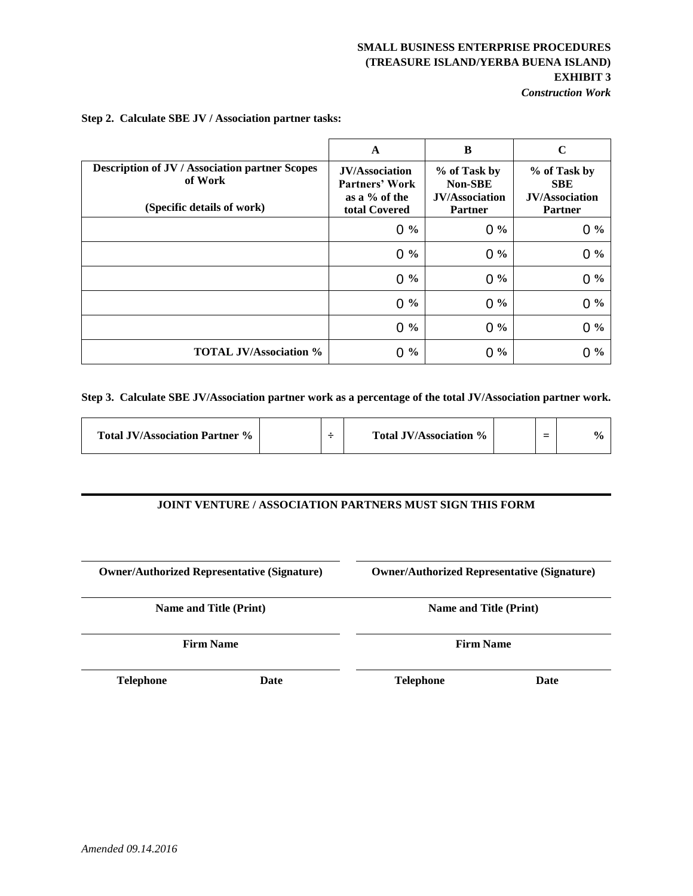**SMALL BUSINESS ENTERPRISE PROCEDURES**
**(TREASURE ISLAND/YERBA BUENA ISLAND)**
**EXHIBIT 3**
***Construction Work***

**Step 2. Calculate SBE JV / Association partner tasks:**

| | A | B | C |
|---|---|---|---|
| **Description of JV / Association partner Scopes of Work**<br><br>**(Specific details of work)** | **JV/Association Partners' Work as a % of the total Covered** | **% of Task by Non-SBE JV/Association Partner** | **% of Task by SBE JV/Association Partner** |
| | 0 % | 0 % | 0 % |
| | 0 % | 0 % | 0 % |
| | 0 % | 0 % | 0 % |
| | 0 % | 0 % | 0 % |
| | 0 % | 0 % | 0 % |
| **TOTAL JV/Association %** | 0 % | 0 % | 0 % |

**Step 3. Calculate SBE JV/Association partner work as a percentage of the total JV/Association partner work.**

| | | | | | | |
|---|---|---|---|---|---|---|
| **Total JV/Association Partner %** | | ÷ | **Total JV/Association %** | | = | % |

---

**JOINT VENTURE / ASSOCIATION PARTNERS MUST SIGN THIS FORM**

| | |
|---|---|
| **Owner/Authorized Representative (Signature)** | **Owner/Authorized Representative (Signature)** |
| **Name and Title (Print)** | **Name and Title (Print)** |
| **Firm Name** | **Firm Name** |
| **Telephone** **Date** | **Telephone** **Date** |

*Amended 09.14.2016*